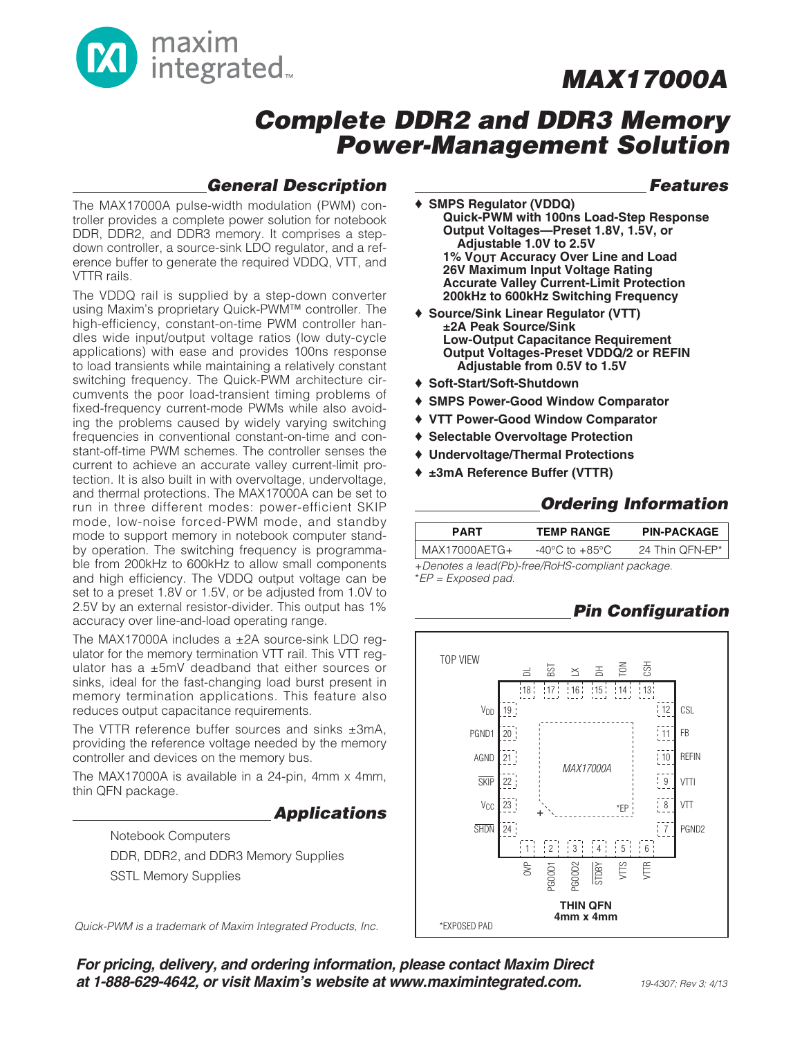# MAX17000A

## Complete DDR2 and DDR3 Memory Power-Management Solution

## General Description

The MAX17000A pulse-width modulation (PWM) controller provides a complete power solution for notebook DDR, DDR2, and DDR3 memory. It comprises a step-down controller, a source-sink LDO regulator, and a reference buffer to generate the required VDDQ, VTT, and VTTR rails.

The VDDQ rail is supplied by a step-down converter using Maxim's proprietary Quick-PWM™ controller. The high-efficiency, constant-on-time PWM controller handles wide input/output voltage ratios (low duty-cycle applications) with ease and provides 100ns response to load transients while maintaining a relatively constant switching frequency. The Quick-PWM architecture circumvents the poor load-transient timing problems of fixed-frequency current-mode PWMs while also avoiding the problems caused by widely varying switching frequencies in conventional constant-on-time and constant-off-time PWM schemes. The controller senses the current to achieve an accurate valley current-limit protection. It is also built in with overvoltage, undervoltage, and thermal protections. The MAX17000A can be set to run in three different modes: power-efficient SKIP mode, low-noise forced-PWM mode, and standby mode to support memory in notebook computer standby operation. The switching frequency is programmable from 200kHz to 600kHz to allow small components and high efficiency. The VDDQ output voltage can be set to a preset 1.8V or 1.5V, or be adjusted from 1.0V to 2.5V by an external resistor-divider. This output has 1% accuracy over line-and-load operating range.

The MAX17000A includes a ±2A source-sink LDO regulator for the memory termination VTT rail. This VTT regulator has a ±5mV deadband that either sources or sinks, ideal for the fast-changing load burst present in memory termination applications. This feature also reduces output capacitance requirements.

The VTTR reference buffer sources and sinks ±3mA, providing the reference voltage needed by the memory controller and devices on the memory bus.

The MAX17000A is available in a 24-pin, 4mm x 4mm, thin QFN package.

## Applications

- Notebook Computers
- DDR, DDR2, and DDR3 Memory Supplies
- SSTL Memory Supplies

*Quick-PWM is a trademark of Maxim Integrated Products, Inc.*

## Features

- **SMPS Regulator (VDDQ)**
  - **Quick-PWM with 100ns Load-Step Response**
  - **Output Voltages—Preset 1.8V, 1.5V, or Adjustable 1.0V to 2.5V**
  - **1% $V_{OUT}$ Accuracy Over Line and Load**
  - **26V Maximum Input Voltage Rating**
  - **Accurate Valley Current-Limit Protection**
  - **200kHz to 600kHz Switching Frequency**
- **Source/Sink Linear Regulator (VTT)**
  - **±2A Peak Source/Sink**
  - **Low-Output Capacitance Requirement**
  - **Output Voltages-Preset VDDQ/2 or REFIN Adjustable from 0.5V to 1.5V**
- **Soft-Start/Soft-Shutdown**
- **SMPS Power-Good Window Comparator**
- **VTT Power-Good Window Comparator**
- **Selectable Overvoltage Protection**
- **Undervoltage/Thermal Protections**
- **±3mA Reference Buffer (VTTR)**

## Ordering Information

| PART | TEMP RANGE | PIN-PACKAGE |
|---|---|---|
| MAX17000AETG+ | -40°C to +85°C | 24 Thin QFN-EP* |

*+Denotes a lead(Pb)-free/RoHS-compliant package.*
*\*EP = Exposed pad.*

## Pin Configuration

TOP VIEW

Top (18–13): DL, BST, LX, DH, TON, CSH
Left (19–24): $V_{DD}$, PGND1, AGND, SKIP, $V_{CC}$, SHDN
Right (12–7): CSL, FB, REFIN, VTTI, VTT, PGND2
Bottom (1–6): OVP, PGOOD1, PGOOD2, STDBY, VTTS, VTTR

MAX17000A, *EP

THIN QFN
4mm x 4mm

*EXPOSED PAD

**For pricing, delivery, and ordering information, please contact Maxim Direct at 1-888-629-4642, or visit Maxim's website at www.maximintegrated.com.**

19-4307; Rev 3; 4/13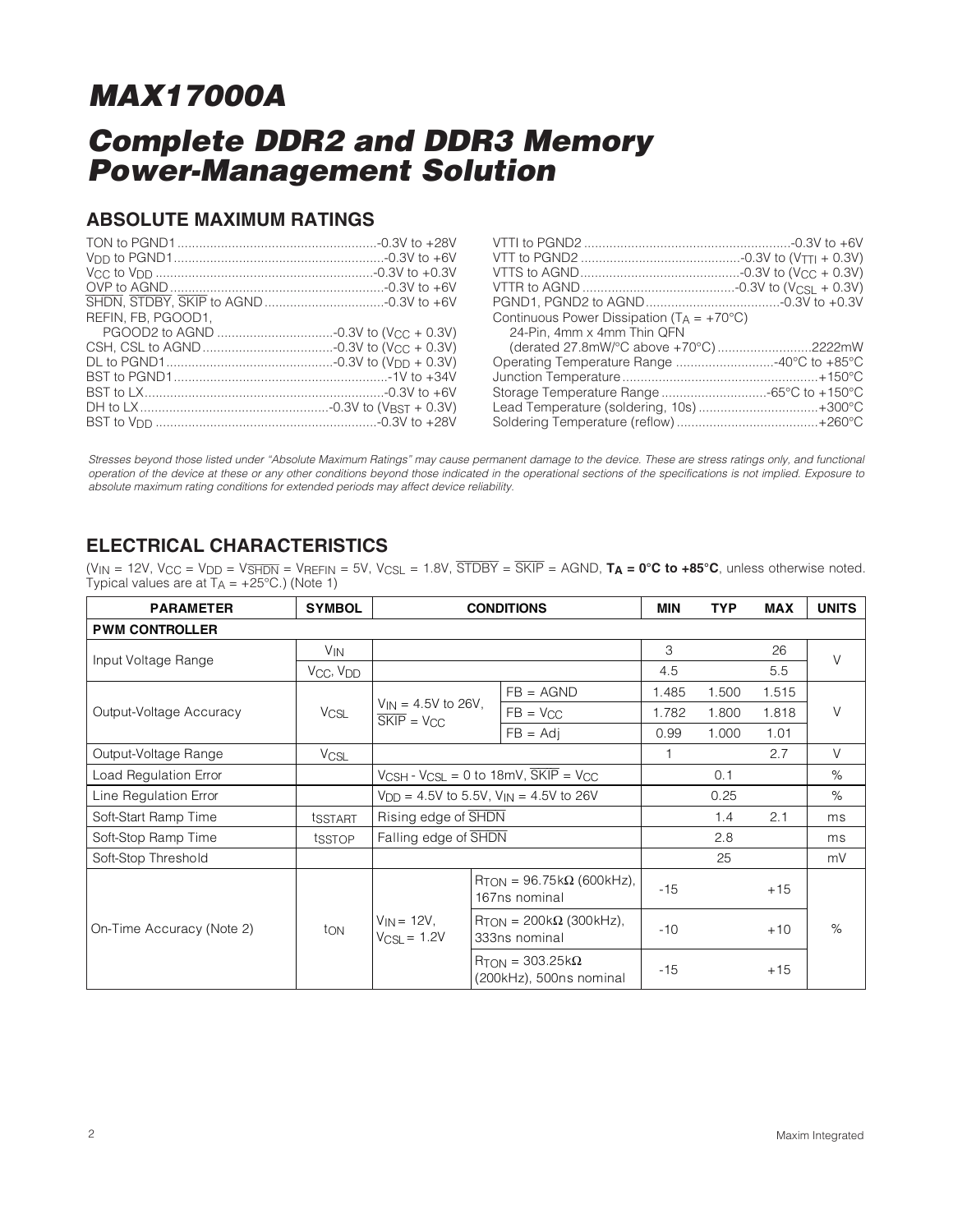# MAX17000A

## Complete DDR2 and DDR3 Memory Power-Management Solution

### ABSOLUTE MAXIMUM RATINGS

TON to PGND1 .......................................................-0.3V to +28V
$V_{DD}$ to PGND1.........................................................-0.3V to +6V
$V_{CC}$ to $V_{DD}$ ...........................................................-0.3V to +0.3V
OVP to AGND ..........................................................-0.3V to +6V
$\overline{SHDN}$, $\overline{STDBY}$, $\overline{SKIP}$ to AGND .................................-0.3V to +6V
REFIN, FB, PGOOD1,
PGOOD2 to AGND ................................-0.3V to ($V_{CC}$ + 0.3V)
CSH, CSL to AGND ....................................-0.3V to ($V_{CC}$ + 0.3V)
DL to PGND1...............................................-0.3V to ($V_{DD}$ + 0.3V)
BST to PGND1...........................................................-1V to +34V
BST to LX..................................................................-0.3V to +6V
DH to LX....................................................-0.3V to ($V_{BST}$ + 0.3V)
BST to $V_{DD}$ ............................................................-0.3V to +28V

VTTI to PGND2 .........................................................-0.3V to +6V
VTT to PGND2 ...........................................-0.3V to ($V_{TTI}$ + 0.3V)
VTTS to AGND...........................................-0.3V to ($V_{CC}$ + 0.3V)
VTTR to AGND ..........................................-0.3V to ($V_{CSL}$ + 0.3V)
PGND1, PGND2 to AGND.....................................-0.3V to +0.3V
Continuous Power Dissipation ($T_A$ = +70°C)
24-Pin, 4mm x 4mm Thin QFN
(derated 27.8mW/°C above +70°C)..........................2222mW
Operating Temperature Range ...........................-40°C to +85°C
Junction Temperature......................................................+150°C
Storage Temperature Range .............................-65°C to +150°C
Lead Temperature (soldering, 10s) .................................+300°C
Soldering Temperature (reflow) .......................................+260°C

*Stresses beyond those listed under "Absolute Maximum Ratings" may cause permanent damage to the device. These are stress ratings only, and functional operation of the device at these or any other conditions beyond those indicated in the operational sections of the specifications is not implied. Exposure to absolute maximum rating conditions for extended periods may affect device reliability.*

### ELECTRICAL CHARACTERISTICS

($V_{IN}$ = 12V, $V_{CC}$ = $V_{DD}$ = $V_{\overline{SHDN}}$ = $V_{REFIN}$ = 5V, $V_{CSL}$ = 1.8V, $\overline{STDBY}$ = $\overline{SKIP}$ = AGND, **$T_A$ = 0°C to +85°C**, unless otherwise noted. Typical values are at $T_A$ = +25°C.) (Note 1)

| PARAMETER | SYMBOL | CONDITIONS | | MIN | TYP | MAX | UNITS |
|---|---|---|---|---|---|---|---|
| **PWM CONTROLLER** | | | | | | | |
| Input Voltage Range | $V_{IN}$ | | | 3 | | 26 | V |
| | $V_{CC}$, $V_{DD}$ | | | 4.5 | | 5.5 | |
| Output-Voltage Accuracy | $V_{CSL}$ | $V_{IN}$ = 4.5V to 26V, $\overline{SKIP}$ = $V_{CC}$ | FB = AGND | 1.485 | 1.500 | 1.515 | V |
| | | | FB = $V_{CC}$ | 1.782 | 1.800 | 1.818 | |
| | | | FB = Adj | 0.99 | 1.000 | 1.01 | |
| Output-Voltage Range | $V_{CSL}$ | | | 1 | | 2.7 | V |
| Load Regulation Error | | $V_{CSH}$ - $V_{CSL}$ = 0 to 18mV, $\overline{SKIP}$ = $V_{CC}$ | | | 0.1 | | % |
| Line Regulation Error | | $V_{DD}$ = 4.5V to 5.5V, $V_{IN}$ = 4.5V to 26V | | | 0.25 | | % |
| Soft-Start Ramp Time | $t_{SSTART}$ | Rising edge of $\overline{SHDN}$ | | | 1.4 | 2.1 | ms |
| Soft-Stop Ramp Time | $t_{SSTOP}$ | Falling edge of $\overline{SHDN}$ | | | 2.8 | | ms |
| Soft-Stop Threshold | | | | | 25 | | mV |
| On-Time Accuracy (Note 2) | $t_{ON}$ | $V_{IN}$ = 12V, $V_{CSL}$ = 1.2V | $R_{TON}$ = 96.75kΩ (600kHz), 167ns nominal | -15 | | +15 | % |
| | | | $R_{TON}$ = 200kΩ (300kHz), 333ns nominal | -10 | | +10 | |
| | | | $R_{TON}$ = 303.25kΩ (200kHz), 500ns nominal | -15 | | +15 | |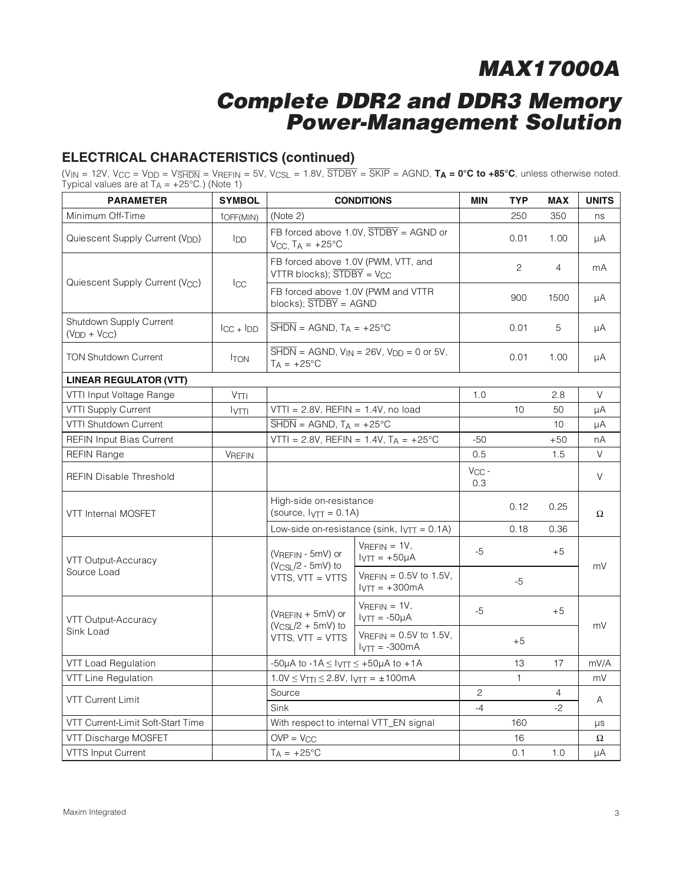## ELECTRICAL CHARACTERISTICS (continued)

($V_{IN}$ = 12V, $V_{CC}$ = $V_{DD}$ = $V_{\overline{SHDN}}$ = $V_{REFIN}$ = 5V, $V_{CSL}$ = 1.8V, $\overline{STDBY}$ = $\overline{SKIP}$ = AGND, **$T_A$ = 0°C to +85°C**, unless otherwise noted. Typical values are at $T_A$ = +25°C.) (Note 1)

| PARAMETER | SYMBOL | CONDITIONS | | MIN | TYP | MAX | UNITS |
|---|---|---|---|---|---|---|---|
| Minimum Off-Time | $t_{OFF(MIN)}$ | (Note 2) | | | 250 | 350 | ns |
| Quiescent Supply Current ($V_{DD}$) | $I_{DD}$ | FB forced above 1.0V, $\overline{STDBY}$ = AGND or $V_{CC}$, $T_A$ = +25°C | | | 0.01 | 1.00 | µA |
| Quiescent Supply Current ($V_{CC}$) | $I_{CC}$ | FB forced above 1.0V (PWM, VTT, and VTTR blocks); $\overline{STDBY}$ = $V_{CC}$ | | | 2 | 4 | mA |
| | | FB forced above 1.0V (PWM and VTTR blocks); $\overline{STDBY}$ = AGND | | | 900 | 1500 | µA |
| Shutdown Supply Current ($V_{DD}$ + $V_{CC}$) | $I_{CC}$ + $I_{DD}$ | $\overline{SHDN}$ = AGND, $T_A$ = +25°C | | | 0.01 | 5 | µA |
| TON Shutdown Current | $I_{TON}$ | $\overline{SHDN}$ = AGND, $V_{IN}$ = 26V, $V_{DD}$ = 0 or 5V, $T_A$ = +25°C | | | 0.01 | 1.00 | µA |
| **LINEAR REGULATOR (VTT)** | | | | | | | |
| VTTI Input Voltage Range | $V_{TTI}$ | | | 1.0 | | 2.8 | V |
| VTTI Supply Current | $I_{VTTI}$ | VTTI = 2.8V, REFIN = 1.4V, no load | | | 10 | 50 | µA |
| VTTI Shutdown Current | | $\overline{SHDN}$ = AGND, $T_A$ = +25°C | | | | 10 | µA |
| REFIN Input Bias Current | | VTTI = 2.8V, REFIN = 1.4V, $T_A$ = +25°C | | -50 | | +50 | nA |
| REFIN Range | $V_{REFIN}$ | | | 0.5 | | 1.5 | V |
| REFIN Disable Threshold | | | | $V_{CC}$ - 0.3 | | | V |
| VTT Internal MOSFET | | High-side on-resistance (source, $I_{VTT}$ = 0.1A) | | | 0.12 | 0.25 | Ω |
| | | Low-side on-resistance (sink, $I_{VTT}$ = 0.1A) | | | 0.18 | 0.36 | |
| VTT Output-Accuracy Source Load | | ($V_{REFIN}$ - 5mV) or ($V_{CSL}$/2 - 5mV) to VTTS, VTT = VTTS | $V_{REFIN}$ = 1V, $I_{VTT}$ = +50µA | -5 | | +5 | mV |
| | | | $V_{REFIN}$ = 0.5V to 1.5V, $I_{VTT}$ = +300mA | | -5 | | |
| VTT Output-Accuracy Sink Load | | ($V_{REFIN}$ + 5mV) or ($V_{CSL}$/2 + 5mV) to VTTS, VTT = VTTS | $V_{REFIN}$ = 1V, $I_{VTT}$ = -50µA | -5 | | +5 | mV |
| | | | $V_{REFIN}$ = 0.5V to 1.5V, $I_{VTT}$ = -300mA | | +5 | | |
| VTT Load Regulation | | -50µA to -1A ≤ $I_{VTT}$ ≤ +50µA to +1A | | | 13 | 17 | mV/A |
| VTT Line Regulation | | 1.0V ≤ $V_{TTI}$ ≤ 2.8V, $I_{VTT}$ = ±100mA | | | 1 | | mV |
| VTT Current Limit | | Source | | 2 | | 4 | A |
| | | Sink | | -4 | | -2 | |
| VTT Current-Limit Soft-Start Time | | With respect to internal VTT_EN signal | | | 160 | | µs |
| VTT Discharge MOSFET | | OVP = $V_{CC}$ | | | 16 | | Ω |
| VTTS Input Current | | $T_A$ = +25°C | | | 0.1 | 1.0 | µA |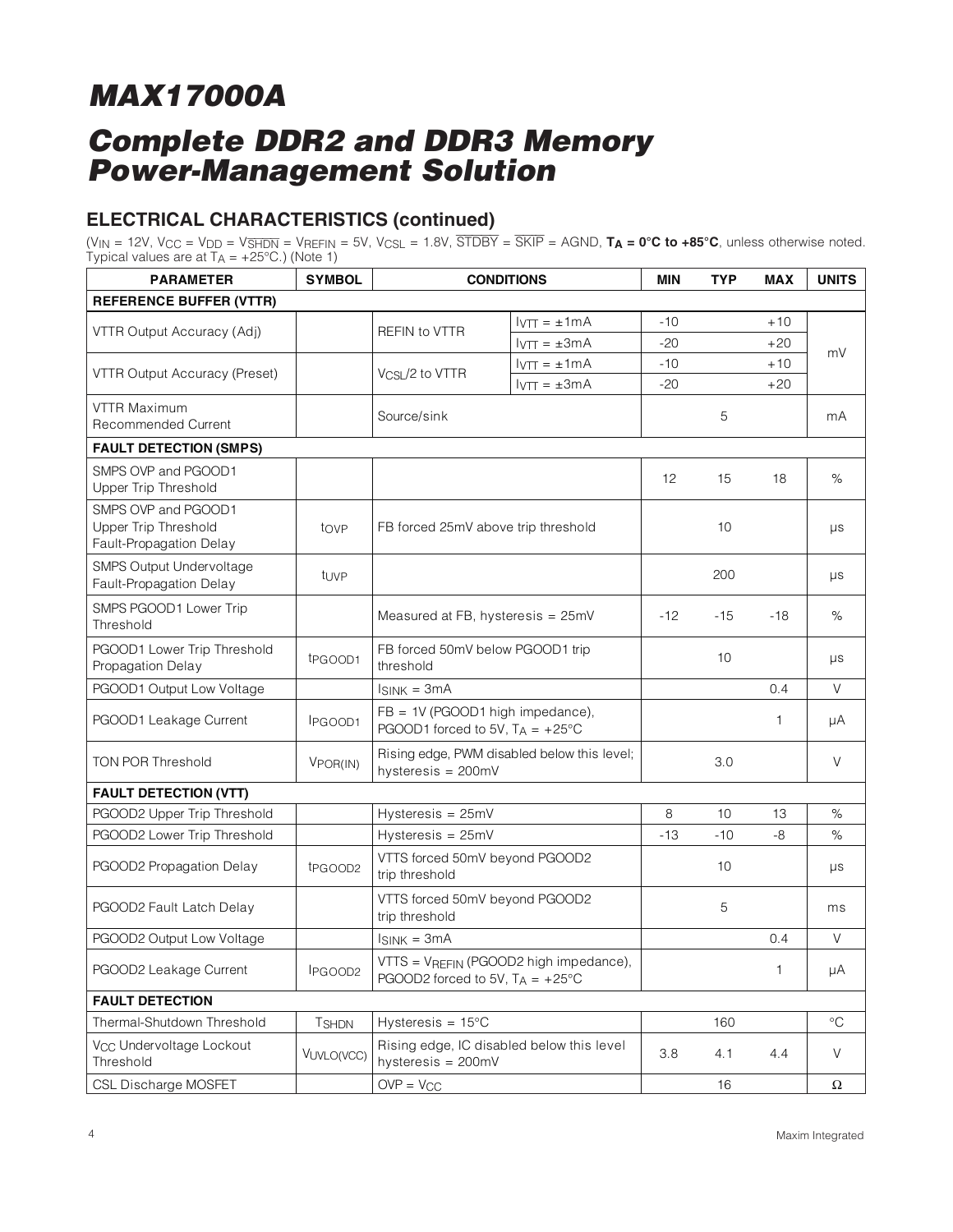# MAX17000A

# Complete DDR2 and DDR3 Memory Power-Management Solution

## ELECTRICAL CHARACTERISTICS (continued)

($V_{IN}$ = 12V, $V_{CC}$ = $V_{DD}$ = $V_{\overline{SHDN}}$ = $V_{REFIN}$ = 5V, $V_{CSL}$ = 1.8V, $\overline{STDBY}$ = $\overline{SKIP}$ = AGND, **$T_A$ = 0°C to +85°C**, unless otherwise noted. Typical values are at $T_A$ = +25°C.) (Note 1)

| PARAMETER | SYMBOL | CONDITIONS | | MIN | TYP | MAX | UNITS |
|---|---|---|---|---|---|---|---|
| **REFERENCE BUFFER (VTTR)** | | | | | | | |
| VTTR Output Accuracy (Adj) | | REFIN to VTTR | $I_{VTT}$ = ±1mA | -10 | | +10 | mV |
| | | | $I_{VTT}$ = ±3mA | -20 | | +20 | |
| VTTR Output Accuracy (Preset) | | $V_{CSL}$/2 to VTTR | $I_{VTT}$ = ±1mA | -10 | | +10 | |
| | | | $I_{VTT}$ = ±3mA | -20 | | +20 | |
| VTTR Maximum Recommended Current | | Source/sink | | | 5 | | mA |
| **FAULT DETECTION (SMPS)** | | | | | | | |
| SMPS OVP and PGOOD1 Upper Trip Threshold | | | | 12 | 15 | 18 | % |
| SMPS OVP and PGOOD1 Upper Trip Threshold Fault-Propagation Delay | $t_{OVP}$ | FB forced 25mV above trip threshold | | | 10 | | µs |
| SMPS Output Undervoltage Fault-Propagation Delay | $t_{UVP}$ | | | | 200 | | µs |
| SMPS PGOOD1 Lower Trip Threshold | | Measured at FB, hysteresis = 25mV | | -12 | -15 | -18 | % |
| PGOOD1 Lower Trip Threshold Propagation Delay | $t_{PGOOD1}$ | FB forced 50mV below PGOOD1 trip threshold | | | 10 | | µs |
| PGOOD1 Output Low Voltage | | $I_{SINK}$ = 3mA | | | | 0.4 | V |
| PGOOD1 Leakage Current | $I_{PGOOD1}$ | FB = 1V (PGOOD1 high impedance), PGOOD1 forced to 5V, $T_A$ = +25°C | | | | 1 | µA |
| TON POR Threshold | $V_{POR(IN)}$ | Rising edge, PWM disabled below this level; hysteresis = 200mV | | | 3.0 | | V |
| **FAULT DETECTION (VTT)** | | | | | | | |
| PGOOD2 Upper Trip Threshold | | Hysteresis = 25mV | | 8 | 10 | 13 | % |
| PGOOD2 Lower Trip Threshold | | Hysteresis = 25mV | | -13 | -10 | -8 | % |
| PGOOD2 Propagation Delay | $t_{PGOOD2}$ | VTTS forced 50mV beyond PGOOD2 trip threshold | | | 10 | | µs |
| PGOOD2 Fault Latch Delay | | VTTS forced 50mV beyond PGOOD2 trip threshold | | | 5 | | ms |
| PGOOD2 Output Low Voltage | | $I_{SINK}$ = 3mA | | | | 0.4 | V |
| PGOOD2 Leakage Current | $I_{PGOOD2}$ | VTTS = $V_{REFIN}$ (PGOOD2 high impedance), PGOOD2 forced to 5V, $T_A$ = +25°C | | | | 1 | µA |
| **FAULT DETECTION** | | | | | | | |
| Thermal-Shutdown Threshold | $T_{SHDN}$ | Hysteresis = 15°C | | | 160 | | °C |
| $V_{CC}$ Undervoltage Lockout Threshold | $V_{UVLO(VCC)}$ | Rising edge, IC disabled below this level hysteresis = 200mV | | 3.8 | 4.1 | 4.4 | V |
| CSL Discharge MOSFET | | OVP = $V_{CC}$ | | | 16 | | Ω |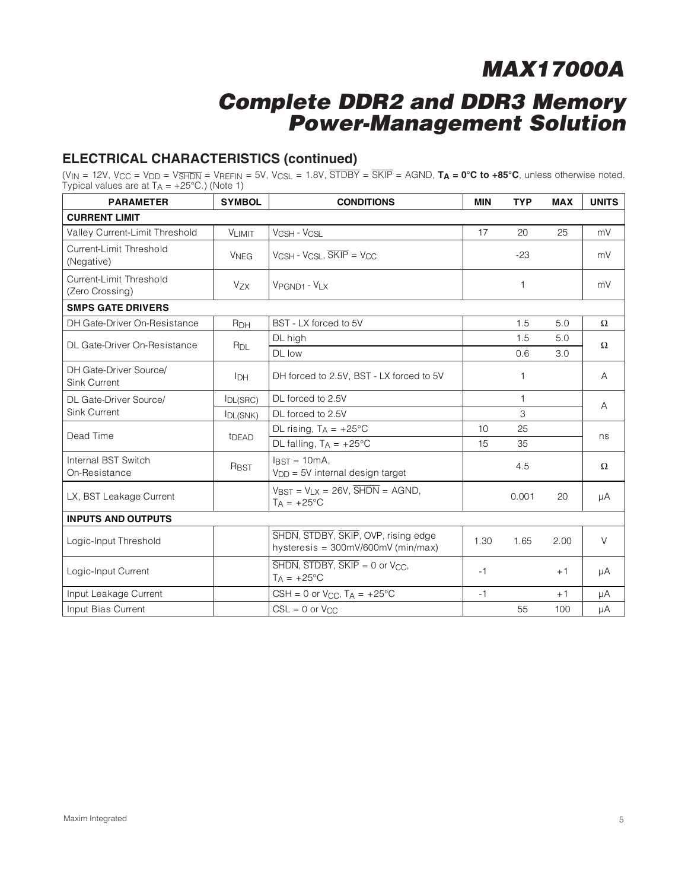# MAX17000A

## Complete DDR2 and DDR3 Memory Power-Management Solution

### ELECTRICAL CHARACTERISTICS (continued)

($V_{IN}$ = 12V, $V_{CC}$ = $V_{DD}$ = $V_{\overline{SHDN}}$ = $V_{REFIN}$ = 5V, $V_{CSL}$ = 1.8V, $\overline{STDBY}$ = $\overline{SKIP}$ = AGND, **$T_A$ = 0°C to +85°C**, unless otherwise noted. Typical values are at $T_A$ = +25°C.) (Note 1)

| PARAMETER | SYMBOL | CONDITIONS | MIN | TYP | MAX | UNITS |
|---|---|---|---|---|---|---|
| **CURRENT LIMIT** | | | | | | |
| Valley Current-Limit Threshold | $V_{LIMIT}$ | $V_{CSH}$ - $V_{CSL}$ | 17 | 20 | 25 | mV |
| Current-Limit Threshold (Negative) | $V_{NEG}$ | $V_{CSH}$ - $V_{CSL}$, $\overline{SKIP}$ = $V_{CC}$ | | -23 | | mV |
| Current-Limit Threshold (Zero Crossing) | $V_{ZX}$ | $V_{PGND1}$ - $V_{LX}$ | | 1 | | mV |
| **SMPS GATE DRIVERS** | | | | | | |
| DH Gate-Driver On-Resistance | $R_{DH}$ | BST - LX forced to 5V | | 1.5 | 5.0 | Ω |
| DL Gate-Driver On-Resistance | $R_{DL}$ | DL high | | 1.5 | 5.0 | Ω |
| | | DL low | | 0.6 | 3.0 | |
| DH Gate-Driver Source/ Sink Current | $I_{DH}$ | DH forced to 2.5V, BST - LX forced to 5V | | 1 | | A |
| DL Gate-Driver Source/ Sink Current | $I_{DL(SRC)}$ | DL forced to 2.5V | | 1 | | A |
| | $I_{DL(SNK)}$ | DL forced to 2.5V | | 3 | | |
| Dead Time | $t_{DEAD}$ | DL rising, $T_A$ = +25°C | 10 | 25 | | ns |
| | | DL falling, $T_A$ = +25°C | 15 | 35 | | |
| Internal BST Switch On-Resistance | $R_{BST}$ | $I_{BST}$ = 10mA, $V_{DD}$ = 5V internal design target | | 4.5 | | Ω |
| LX, BST Leakage Current | | $V_{BST}$ = $V_{LX}$ = 26V, $\overline{SHDN}$ = AGND, $T_A$ = +25°C | | 0.001 | 20 | µA |
| **INPUTS AND OUTPUTS** | | | | | | |
| Logic-Input Threshold | | $\overline{SHDN}$, $\overline{STDBY}$, $\overline{SKIP}$, OVP, rising edge hysteresis = 300mV/600mV (min/max) | 1.30 | 1.65 | 2.00 | V |
| Logic-Input Current | | $\overline{SHDN}$, $\overline{STDBY}$, $\overline{SKIP}$ = 0 or $V_{CC}$, $T_A$ = +25°C | -1 | | +1 | µA |
| Input Leakage Current | | CSH = 0 or $V_{CC}$, $T_A$ = +25°C | -1 | | +1 | µA |
| Input Bias Current | | CSL = 0 or $V_{CC}$ | | 55 | 100 | µA |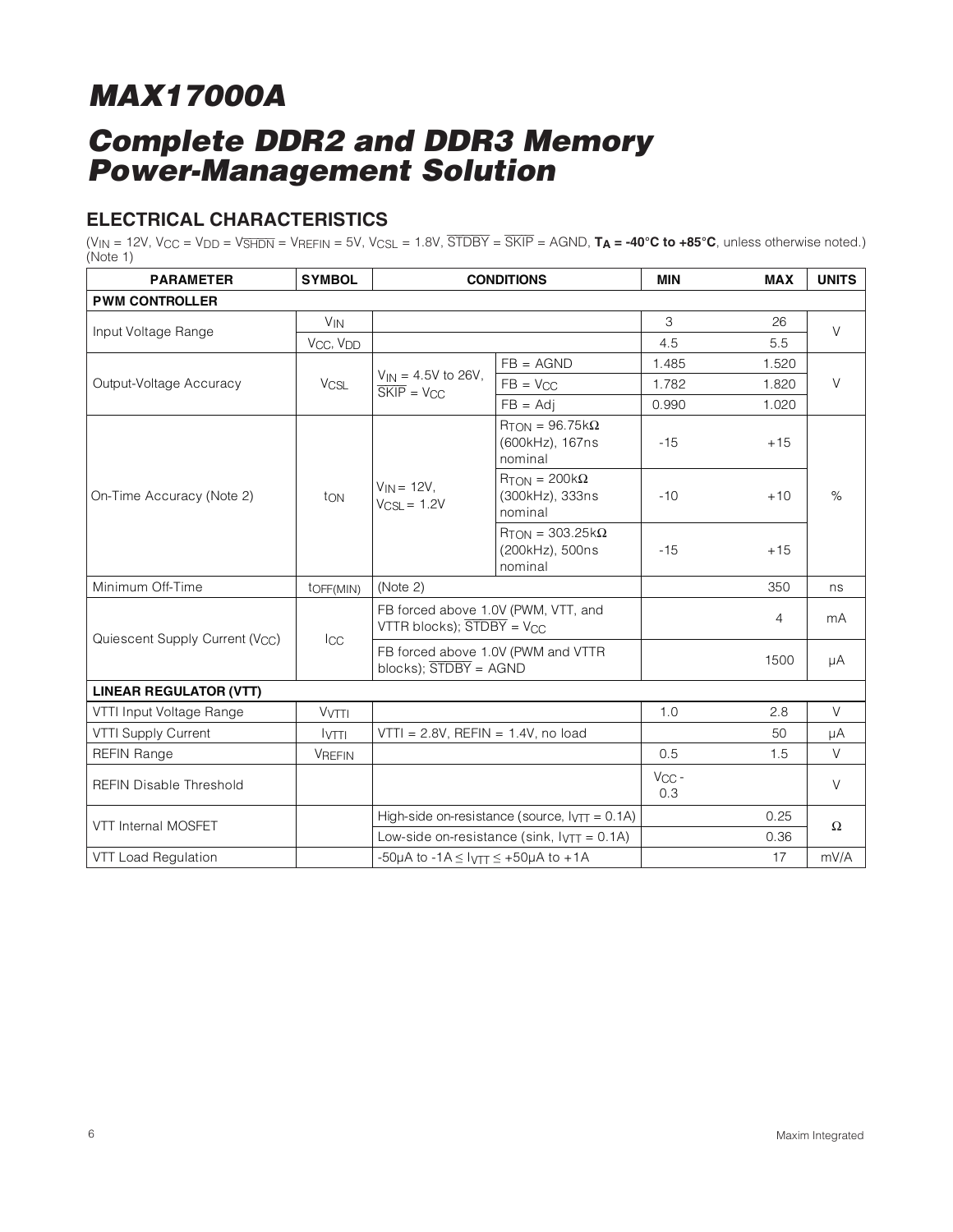# MAX17000A

## Complete DDR2 and DDR3 Memory Power-Management Solution

### ELECTRICAL CHARACTERISTICS

($V_{IN}$ = 12V, $V_{CC}$ = $V_{DD}$ = $V_{\overline{SHDN}}$ = $V_{REFIN}$ = 5V, $V_{CSL}$ = 1.8V, $\overline{STDBY}$ = $\overline{SKIP}$ = AGND, **$T_A$ = -40°C to +85°C**, unless otherwise noted.) (Note 1)

| PARAMETER | SYMBOL | CONDITIONS | | MIN | MAX | UNITS |
|---|---|---|---|---|---|---|
| **PWM CONTROLLER** | | | | | | |
| Input Voltage Range | $V_{IN}$ | | | 3 | 26 | V |
| | $V_{CC}$, $V_{DD}$ | | | 4.5 | 5.5 | |
| Output-Voltage Accuracy | $V_{CSL}$ | $V_{IN}$ = 4.5V to 26V, $\overline{SKIP}$ = $V_{CC}$ | FB = AGND | 1.485 | 1.520 | V |
| | | | FB = $V_{CC}$ | 1.782 | 1.820 | |
| | | | FB = Adj | 0.990 | 1.020 | |
| On-Time Accuracy (Note 2) | $t_{ON}$ | $V_{IN}$ = 12V, $V_{CSL}$ = 1.2V | $R_{TON}$ = 96.75kΩ (600kHz), 167ns nominal | -15 | +15 | % |
| | | | $R_{TON}$ = 200kΩ (300kHz), 333ns nominal | -10 | +10 | |
| | | | $R_{TON}$ = 303.25kΩ (200kHz), 500ns nominal | -15 | +15 | |
| Minimum Off-Time | $t_{OFF(MIN)}$ | (Note 2) | | | 350 | ns |
| Quiescent Supply Current ($V_{CC}$) | $I_{CC}$ | FB forced above 1.0V (PWM, VTT, and VTTR blocks); $\overline{STDBY}$ = $V_{CC}$ | | | 4 | mA |
| | | FB forced above 1.0V (PWM and VTTR blocks); $\overline{STDBY}$ = AGND | | | 1500 | µA |
| **LINEAR REGULATOR (VTT)** | | | | | | |
| VTTI Input Voltage Range | $V_{VTTI}$ | | | 1.0 | 2.8 | V |
| VTTI Supply Current | $I_{VTTI}$ | VTTI = 2.8V, REFIN = 1.4V, no load | | | 50 | µA |
| REFIN Range | $V_{REFIN}$ | | | 0.5 | 1.5 | V |
| REFIN Disable Threshold | | | | $V_{CC}$ - 0.3 | | V |
| VTT Internal MOSFET | | High-side on-resistance (source, $I_{VTT}$ = 0.1A) | | | 0.25 | Ω |
| | | Low-side on-resistance (sink, $I_{VTT}$ = 0.1A) | | | 0.36 | |
| VTT Load Regulation | | -50µA to -1A ≤ $I_{VTT}$ ≤ +50µA to +1A | | | 17 | mV/A |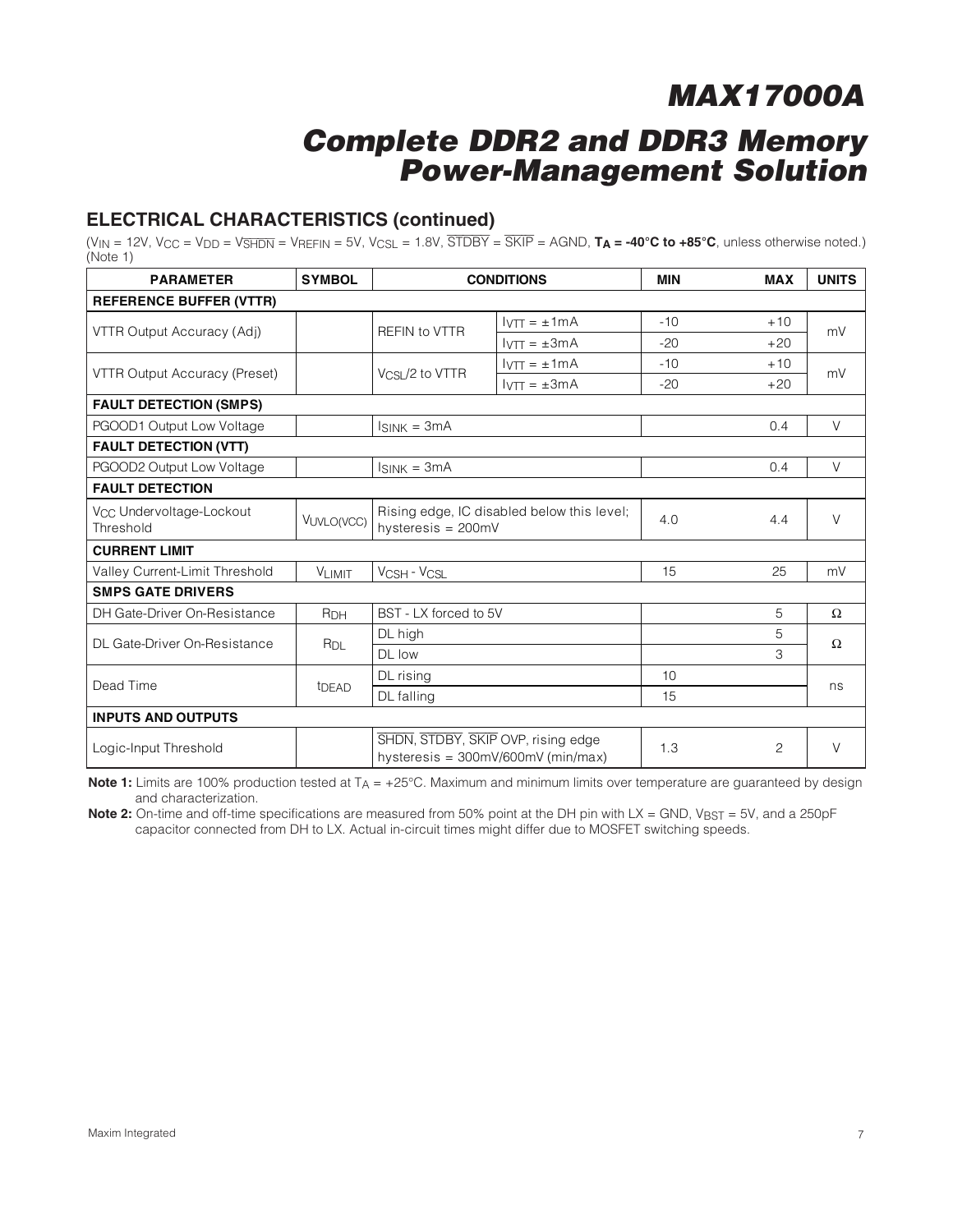## ELECTRICAL CHARACTERISTICS (continued)

($V_{IN}$ = 12V, $V_{CC}$ = $V_{DD}$ = $V_{\overline{SHDN}}$ = $V_{REFIN}$ = 5V, $V_{CSL}$ = 1.8V, $\overline{STDBY}$ = $\overline{SKIP}$ = AGND, **$T_A$ = -40°C to +85°C**, unless otherwise noted.) (Note 1)

| PARAMETER | SYMBOL | CONDITIONS | | MIN | MAX | UNITS |
|---|---|---|---|---|---|---|
| **REFERENCE BUFFER (VTTR)** | | | | | | |
| VTTR Output Accuracy (Adj) | | REFIN to VTTR | $I_{VTT}$ = ±1mA | -10 | +10 | mV |
| | | | $I_{VTT}$ = ±3mA | -20 | +20 | |
| VTTR Output Accuracy (Preset) | | $V_{CSL}$/2 to VTTR | $I_{VTT}$ = ±1mA | -10 | +10 | mV |
| | | | $I_{VTT}$ = ±3mA | -20 | +20 | |
| **FAULT DETECTION (SMPS)** | | | | | | |
| PGOOD1 Output Low Voltage | | $I_{SINK}$ = 3mA | | | 0.4 | V |
| **FAULT DETECTION (VTT)** | | | | | | |
| PGOOD2 Output Low Voltage | | $I_{SINK}$ = 3mA | | | 0.4 | V |
| **FAULT DETECTION** | | | | | | |
| $V_{CC}$ Undervoltage-Lockout Threshold | $V_{UVLO(VCC)}$ | Rising edge, IC disabled below this level; hysteresis = 200mV | | 4.0 | 4.4 | V |
| **CURRENT LIMIT** | | | | | | |
| Valley Current-Limit Threshold | $V_{LIMIT}$ | $V_{CSH}$ - $V_{CSL}$ | | 15 | 25 | mV |
| **SMPS GATE DRIVERS** | | | | | | |
| DH Gate-Driver On-Resistance | $R_{DH}$ | BST - LX forced to 5V | | | 5 | Ω |
| DL Gate-Driver On-Resistance | $R_{DL}$ | DL high | | | 5 | Ω |
| | | DL low | | | 3 | |
| Dead Time | $t_{DEAD}$ | DL rising | | 10 | | ns |
| | | DL falling | | 15 | | |
| **INPUTS AND OUTPUTS** | | | | | | |
| Logic-Input Threshold | | $\overline{SHDN}$, $\overline{STDBY}$, $\overline{SKIP}$ OVP, rising edge hysteresis = 300mV/600mV (min/max) | | 1.3 | 2 | V |

**Note 1:** Limits are 100% production tested at $T_A$ = +25°C. Maximum and minimum limits over temperature are guaranteed by design and characterization.

**Note 2:** On-time and off-time specifications are measured from 50% point at the DH pin with LX = GND, $V_{BST}$ = 5V, and a 250pF capacitor connected from DH to LX. Actual in-circuit times might differ due to MOSFET switching speeds.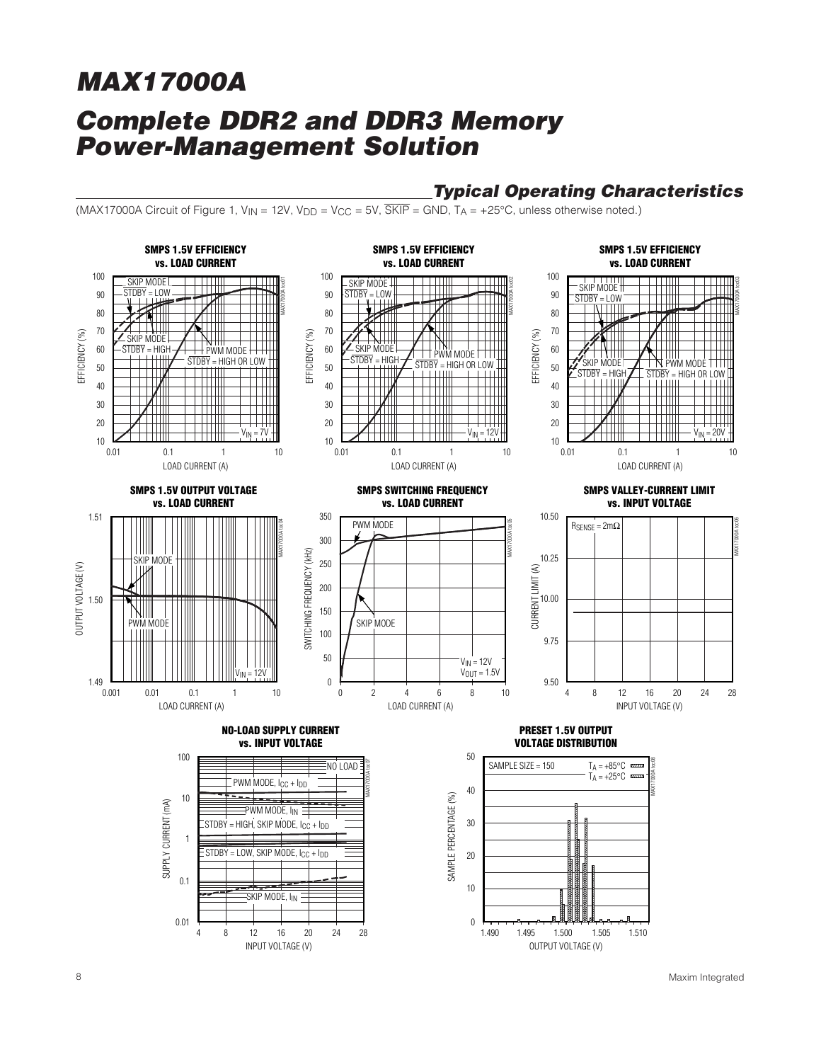# MAX17000A

# Complete DDR2 and DDR3 Memory Power-Management Solution

## Typical Operating Characteristics

(MAX17000A Circuit of Figure 1, $V_{IN}$ = 12V, $V_{DD}$ = $V_{CC}$ = 5V, $\overline{SKIP}$ = GND, $T_A$ = +25°C, unless otherwise noted.)

**SMPS 1.5V EFFICIENCY vs. LOAD CURRENT** (MAX17000A toc01)

SKIP MODE $\overline{STDBY}$ = LOW; SKIP MODE $\overline{STDBY}$ = HIGH; PWM MODE $\overline{STDBY}$ = HIGH OR LOW; $V_{IN}$ = 7V

EFFICIENCY (%) vs. LOAD CURRENT (A)

**SMPS 1.5V EFFICIENCY vs. LOAD CURRENT** (MAX17000A toc02)

SKIP MODE $\overline{STDBY}$ = LOW; SKIP MODE $\overline{STDBY}$ = HIGH; PWM MODE $\overline{STDBY}$ = HIGH OR LOW; $V_{IN}$ = 12V

EFFICIENCY (%) vs. LOAD CURRENT (A)

**SMPS 1.5V EFFICIENCY vs. LOAD CURRENT** (MAX17000A toc03)

SKIP MODE $\overline{STDBY}$ = LOW; SKIP MODE $\overline{STDBY}$ = HIGH; PWM MODE $\overline{STDBY}$ = HIGH OR LOW; $V_{IN}$ = 20V

EFFICIENCY (%) vs. LOAD CURRENT (A)

**SMPS 1.5V OUTPUT VOLTAGE vs. LOAD CURRENT** (MAX17000A toc04)

SKIP MODE; PWM MODE; $V_{IN}$ = 12V

OUTPUT VOLTAGE (V) vs. LOAD CURRENT (A)

**SMPS SWITCHING FREQUENCY vs. LOAD CURRENT** (MAX17000A toc05)

PWM MODE; SKIP MODE; $V_{IN}$ = 12V, $V_{OUT}$ = 1.5V

SWITCHING FREQUENCY (kHz) vs. LOAD CURRENT (A)

**SMPS VALLEY-CURRENT LIMIT vs. INPUT VOLTAGE** (MAX17000A toc06)

$R_{SENSE}$ = 2mΩ

CURRENT LIMIT (A) vs. INPUT VOLTAGE (V)

**NO-LOAD SUPPLY CURRENT vs. INPUT VOLTAGE** (MAX17000A toc07)

NO LOAD; PWM MODE, $I_{CC}$ + $I_{DD}$; PWM MODE, $I_{IN}$; $\overline{STDBY}$ = HIGH, SKIP MODE, $I_{CC}$ + $I_{DD}$; $\overline{STDBY}$ = LOW, SKIP MODE, $I_{CC}$ + $I_{DD}$; SKIP MODE, $I_{IN}$

SUPPLY CURRENT (mA) vs. INPUT VOLTAGE (V)

**PRESET 1.5V OUTPUT VOLTAGE DISTRIBUTION** (MAX17000A toc08)

SAMPLE SIZE = 150; $T_A$ = +85°C; $T_A$ = +25°C

SAMPLE PERCENTAGE (%) vs. OUTPUT VOLTAGE (V)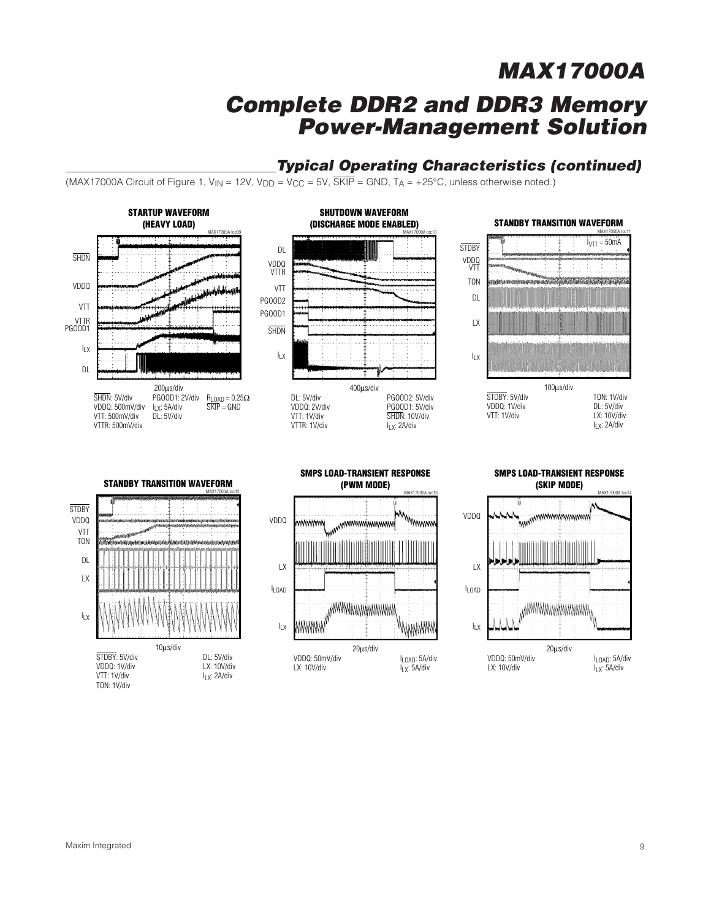## Typical Operating Characteristics (continued)

(MAX17000A Circuit of Figure 1, $V_{IN}$ = 12V, $V_{DD}$ = $V_{CC}$ = 5V, $\overline{SKIP}$ = GND, $T_A$ = +25°C, unless otherwise noted.)

**STARTUP WAVEFORM (HEAVY LOAD)**

MAX17000A toc09

$\overline{SHDN}$, VDDQ, VTT, VTTR, PGOOD1, $I_{LX}$, DL

200µs/div

$\overline{SHDN}$: 5V/div, VDDQ: 500mV/div, VTT: 500mV/div, VTTR: 500mV/div, PGOOD1: 2V/div, $I_{LX}$: 5A/div, DL: 5V/div, $R_{LOAD}$ = 0.25Ω, $\overline{SKIP}$ = GND

**SHUTDOWN WAVEFORM (DISCHARGE MODE ENABLED)**

MAX17000A toc10

DL, VDDQ, VTTR, VTT, PGOOD2, PGOOD1, $\overline{SHDN}$, $I_{LX}$

400µs/div

DL: 5V/div, VDDQ: 2V/div, VTT: 1V/div, VTTR: 1V/div, PGOOD2: 5V/div, PGOOD1: 5V/div, $\overline{SHDN}$: 10V/div, $I_{LX}$: 2A/div

**STANDBY TRANSITION WAVEFORM**

MAX17000A toc11

$I_{VTT}$ = 50mA

$\overline{STDBY}$, VDDQ, VTT, TON, DL, LX, $I_{LX}$

100µs/div

$\overline{STDBY}$: 5V/div, VDDQ: 1V/div, VTT: 1V/div, TON: 1V/div, DL: 5V/div, LX: 10V/div, $I_{LX}$: 2A/div

**STANDBY TRANSITION WAVEFORM**

MAX17000A toc12

$\overline{STDBY}$, VDDQ, VTT, TON, DL, LX, $I_{LX}$

10µs/div

$\overline{STDBY}$: 5V/div, VDDQ: 1V/div, VTT: 1V/div, TON: 1V/div, DL: 5V/div, LX: 10V/div, $I_{LX}$: 2A/div

**SMPS LOAD-TRANSIENT RESPONSE (PWM MODE)**

MAX17000A toc13

VDDQ, LX, $I_{LOAD}$, $I_{LX}$

20µs/div

VDDQ: 50mV/div, LX: 10V/div, $I_{LOAD}$: 5A/div, $I_{LX}$: 5A/div

**SMPS LOAD-TRANSIENT RESPONSE (SKIP MODE)**

MAX17000A toc14

VDDQ, LX, $I_{LOAD}$, $I_{LX}$

20µs/div

VDDQ: 50mV/div, LX: 10V/div, $I_{LOAD}$: 5A/div, $I_{LX}$: 5A/div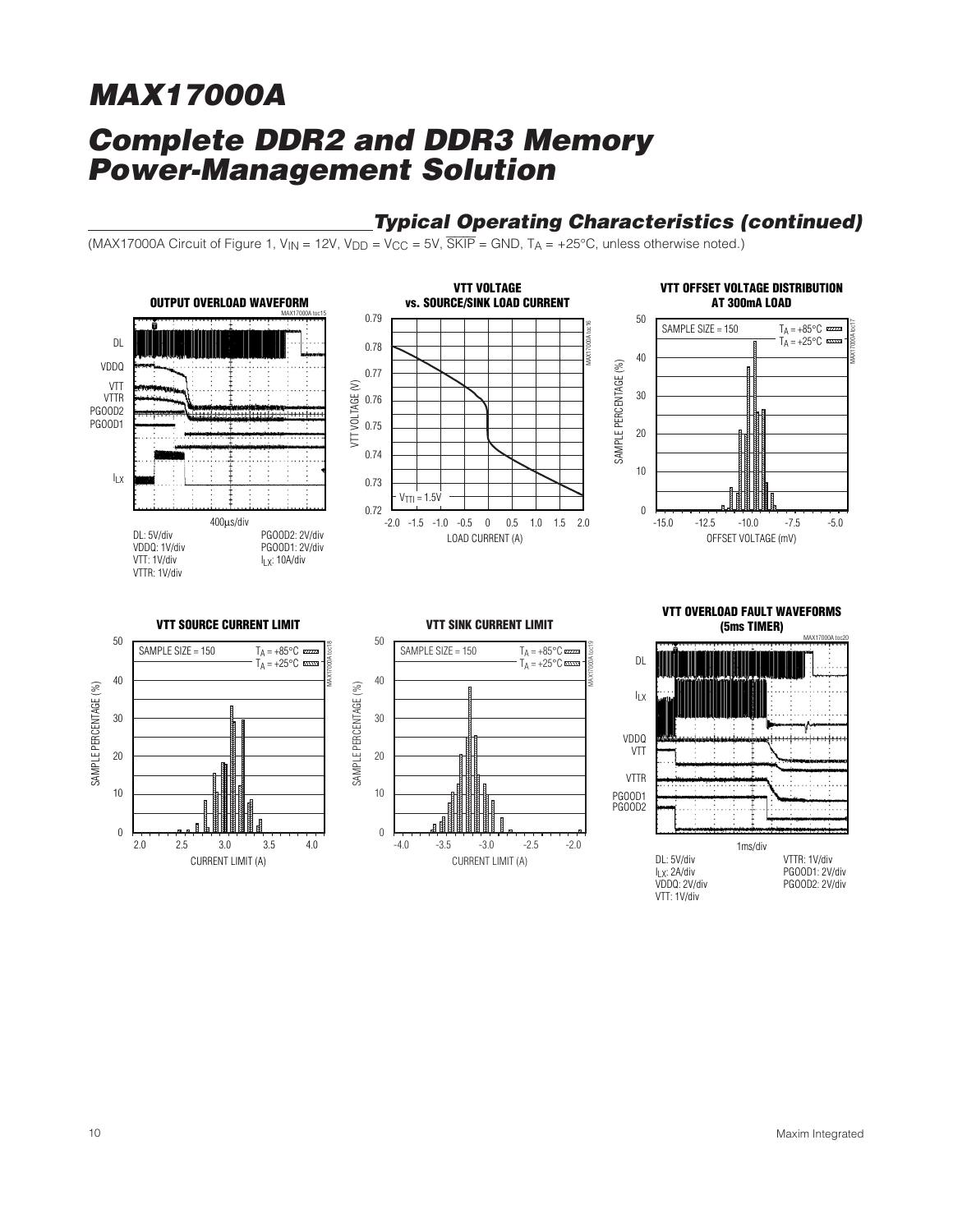# MAX17000A

# Complete DDR2 and DDR3 Memory Power-Management Solution

## Typical Operating Characteristics (continued)

(MAX17000A Circuit of Figure 1, $V_{IN}$ = 12V, $V_{DD}$ = $V_{CC}$ = 5V, $\overline{SKIP}$ = GND, $T_A$ = +25°C, unless otherwise noted.)

**OUTPUT OVERLOAD WAVEFORM**

DL, VDDQ, VTT, VTTR, PGOOD2, PGOOD1, $I_{LX}$

400µs/div

DL: 5V/div
VDDQ: 1V/div
VTT: 1V/div
VTTR: 1V/div
PGOOD2: 2V/div
PGOOD1: 2V/div
$I_{LX}$: 10A/div

**VTT VOLTAGE vs. SOURCE/SINK LOAD CURRENT**

VTT VOLTAGE (V) vs. LOAD CURRENT (A)

$V_{TTI}$ = 1.5V

**VTT OFFSET VOLTAGE DISTRIBUTION AT 300mA LOAD**

SAMPLE PERCENTAGE (%) vs. OFFSET VOLTAGE (mV)

SAMPLE SIZE = 150
$T_A$ = +85°C
$T_A$ = +25°C

**VTT SOURCE CURRENT LIMIT**

SAMPLE PERCENTAGE (%) vs. CURRENT LIMIT (A)

SAMPLE SIZE = 150
$T_A$ = +85°C
$T_A$ = +25°C

**VTT SINK CURRENT LIMIT**

SAMPLE PERCENTAGE (%) vs. CURRENT LIMIT (A)

SAMPLE SIZE = 150
$T_A$ = +85°C
$T_A$ = +25°C

**VTT OVERLOAD FAULT WAVEFORMS (5ms TIMER)**

DL, $I_{LX}$, VDDQ, VTT, VTTR, PGOOD1, PGOOD2

1ms/div

DL: 5V/div
$I_{LX}$: 2A/div
VDDQ: 2V/div
VTT: 1V/div
VTTR: 1V/div
PGOOD1: 2V/div
PGOOD2: 2V/div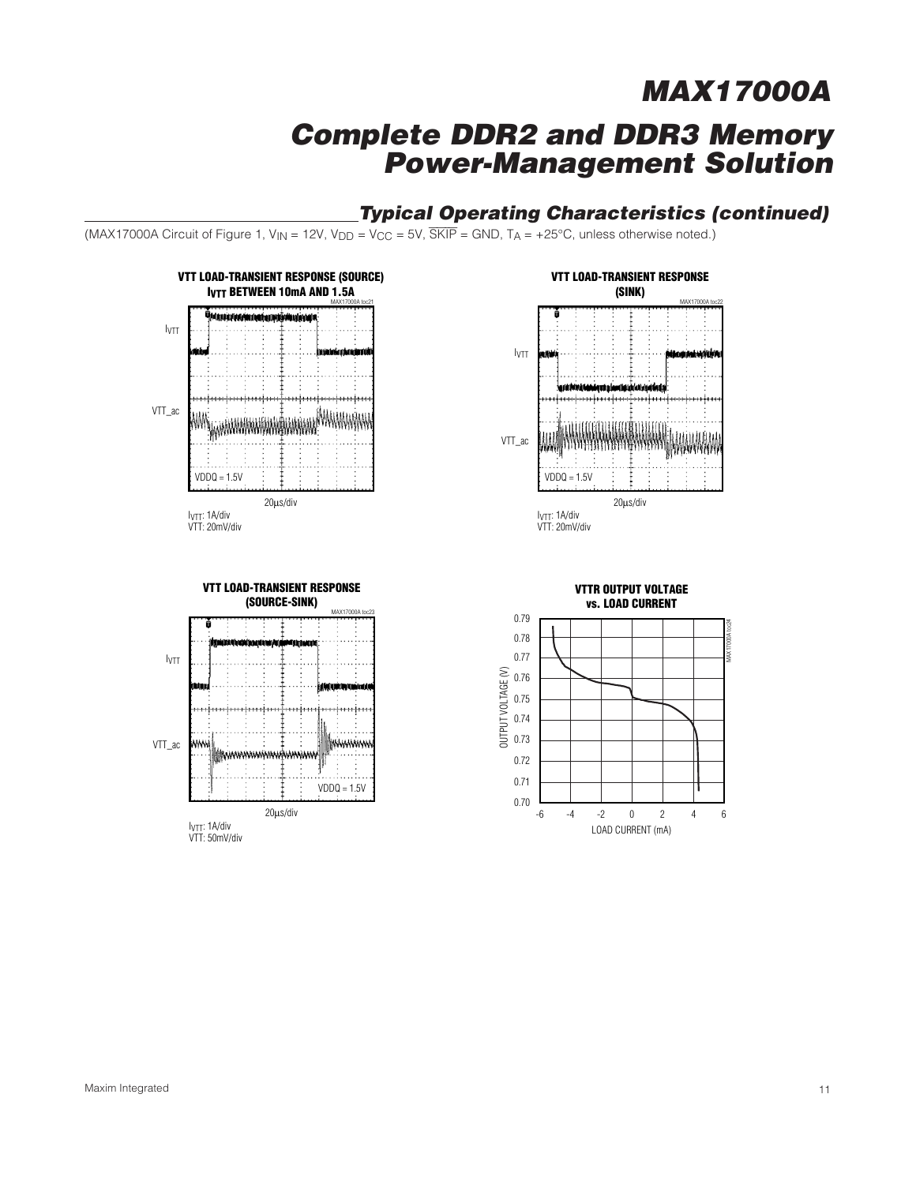## Typical Operating Characteristics (continued)

(MAX17000A Circuit of Figure 1, $V_{IN}$ = 12V, $V_{DD}$ = $V_{CC}$ = 5V, $\overline{SKIP}$ = GND, $T_A$ = +25°C, unless otherwise noted.)

**VTT LOAD-TRANSIENT RESPONSE (SOURCE) $I_{VTT}$ BETWEEN 10mA AND 1.5A**

$I_{VTT}$

VTT_ac

VDDQ = 1.5V

20µs/div

$I_{VTT}$: 1A/div
VTT: 20mV/div

**VTT LOAD-TRANSIENT RESPONSE (SINK)**

$I_{VTT}$

VTT_ac

VDDQ = 1.5V

20µs/div

$I_{VTT}$: 1A/div
VTT: 20mV/div

**VTT LOAD-TRANSIENT RESPONSE (SOURCE-SINK)**

$I_{VTT}$

VTT_ac

VDDQ = 1.5V

20µs/div

$I_{VTT}$: 1A/div
VTT: 50mV/div

**VTTR OUTPUT VOLTAGE vs. LOAD CURRENT**

OUTPUT VOLTAGE (V): 0.70 to 0.79

LOAD CURRENT (mA): -6 to 6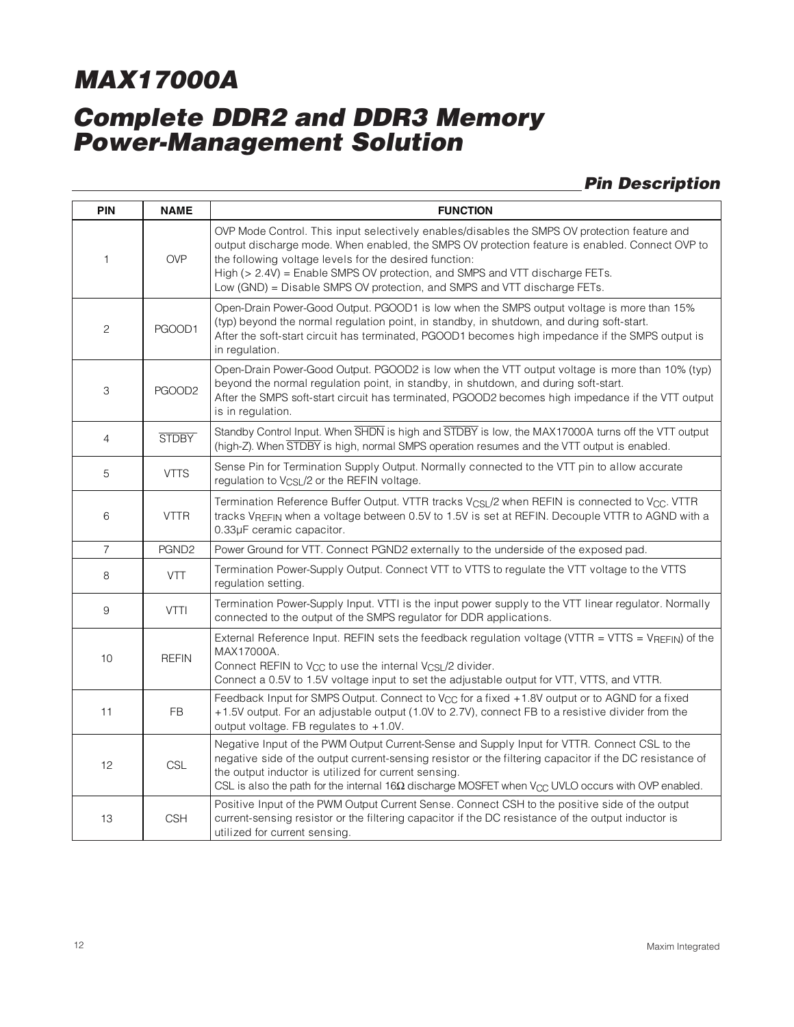# MAX17000A

# Complete DDR2 and DDR3 Memory Power-Management Solution

## Pin Description

| PIN | NAME | FUNCTION |
|---|---|---|
| 1 | OVP | OVP Mode Control. This input selectively enables/disables the SMPS OV protection feature and output discharge mode. When enabled, the SMPS OV protection feature is enabled. Connect OVP to the following voltage levels for the desired function:<br>High (> 2.4V) = Enable SMPS OV protection, and SMPS and VTT discharge FETs.<br>Low (GND) = Disable SMPS OV protection, and SMPS and VTT discharge FETs. |
| 2 | PGOOD1 | Open-Drain Power-Good Output. PGOOD1 is low when the SMPS output voltage is more than 15% (typ) beyond the normal regulation point, in standby, in shutdown, and during soft-start.<br>After the soft-start circuit has terminated, PGOOD1 becomes high impedance if the SMPS output is in regulation. |
| 3 | PGOOD2 | Open-Drain Power-Good Output. PGOOD2 is low when the VTT output voltage is more than 10% (typ) beyond the normal regulation point, in standby, in shutdown, and during soft-start.<br>After the SMPS soft-start circuit has terminated, PGOOD2 becomes high impedance if the VTT output is in regulation. |
| 4 | $\overline{\text{STDBY}}$ | Standby Control Input. When $\overline{\text{SHDN}}$ is high and $\overline{\text{STDBY}}$ is low, the MAX17000A turns off the VTT output (high-Z). When $\overline{\text{STDBY}}$ is high, normal SMPS operation resumes and the VTT output is enabled. |
| 5 | VTTS | Sense Pin for Termination Supply Output. Normally connected to the VTT pin to allow accurate regulation to $V_{CSL}/2$ or the REFIN voltage. |
| 6 | VTTR | Termination Reference Buffer Output. VTTR tracks $V_{CSL}/2$ when REFIN is connected to $V_{CC}$. VTTR tracks $V_{REFIN}$ when a voltage between 0.5V to 1.5V is set at REFIN. Decouple VTTR to AGND with a 0.33µF ceramic capacitor. |
| 7 | PGND2 | Power Ground for VTT. Connect PGND2 externally to the underside of the exposed pad. |
| 8 | VTT | Termination Power-Supply Output. Connect VTT to VTTS to regulate the VTT voltage to the VTTS regulation setting. |
| 9 | VTTI | Termination Power-Supply Input. VTTI is the input power supply to the VTT linear regulator. Normally connected to the output of the SMPS regulator for DDR applications. |
| 10 | REFIN | External Reference Input. REFIN sets the feedback regulation voltage (VTTR = VTTS = $V_{REFIN}$) of the MAX17000A.<br>Connect REFIN to $V_{CC}$ to use the internal $V_{CSL}/2$ divider.<br>Connect a 0.5V to 1.5V voltage input to set the adjustable output for VTT, VTTS, and VTTR. |
| 11 | FB | Feedback Input for SMPS Output. Connect to $V_{CC}$ for a fixed +1.8V output or to AGND for a fixed +1.5V output. For an adjustable output (1.0V to 2.7V), connect FB to a resistive divider from the output voltage. FB regulates to +1.0V. |
| 12 | CSL | Negative Input of the PWM Output Current-Sense and Supply Input for VTTR. Connect CSL to the negative side of the output current-sensing resistor or the filtering capacitor if the DC resistance of the output inductor is utilized for current sensing.<br>CSL is also the path for the internal 16Ω discharge MOSFET when $V_{CC}$ UVLO occurs with OVP enabled. |
| 13 | CSH | Positive Input of the PWM Output Current Sense. Connect CSH to the positive side of the output current-sensing resistor or the filtering capacitor if the DC resistance of the output inductor is utilized for current sensing. |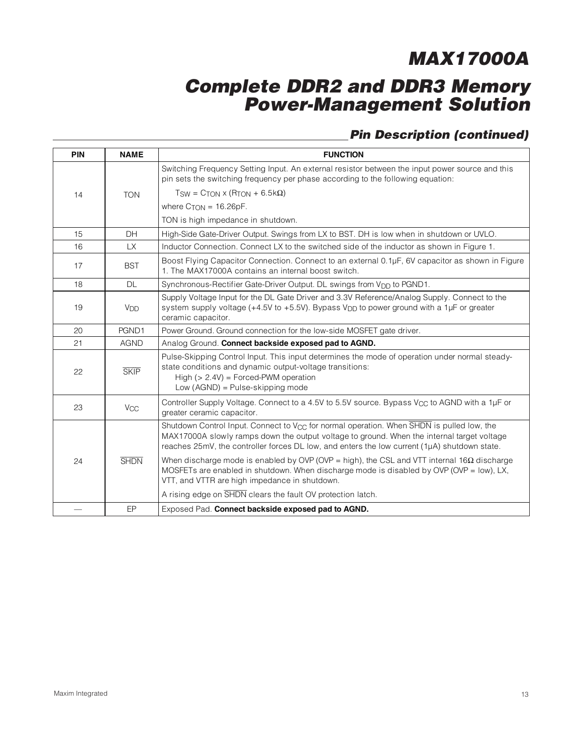## Pin Description (continued)

| PIN | NAME | FUNCTION |
|---|---|---|
| 14 | TON | Switching Frequency Setting Input. An external resistor between the input power source and this pin sets the switching frequency per phase according to the following equation: $T_{SW} = C_{TON} \times (R_{TON} + 6.5k\Omega)$ where $C_{TON}$ = 16.26pF. TON is high impedance in shutdown. |
| 15 | DH | High-Side Gate-Driver Output. Swings from LX to BST. DH is low when in shutdown or UVLO. |
| 16 | LX | Inductor Connection. Connect LX to the switched side of the inductor as shown in Figure 1. |
| 17 | BST | Boost Flying Capacitor Connection. Connect to an external 0.1µF, 6V capacitor as shown in Figure 1. The MAX17000A contains an internal boost switch. |
| 18 | DL | Synchronous-Rectifier Gate-Driver Output. DL swings from $V_{DD}$ to PGND1. |
| 19 | $V_{DD}$ | Supply Voltage Input for the DL Gate Driver and 3.3V Reference/Analog Supply. Connect to the system supply voltage (+4.5V to +5.5V). Bypass $V_{DD}$ to power ground with a 1µF or greater ceramic capacitor. |
| 20 | PGND1 | Power Ground. Ground connection for the low-side MOSFET gate driver. |
| 21 | AGND | Analog Ground. **Connect backside exposed pad to AGND.** |
| 22 | $\overline{\text{SKIP}}$ | Pulse-Skipping Control Input. This input determines the mode of operation under normal steady-state conditions and dynamic output-voltage transitions: High (> 2.4V) = Forced-PWM operation; Low (AGND) = Pulse-skipping mode |
| 23 | $V_{CC}$ | Controller Supply Voltage. Connect to a 4.5V to 5.5V source. Bypass $V_{CC}$ to AGND with a 1µF or greater ceramic capacitor. |
| 24 | $\overline{\text{SHDN}}$ | Shutdown Control Input. Connect to $V_{CC}$ for normal operation. When $\overline{\text{SHDN}}$ is pulled low, the MAX17000A slowly ramps down the output voltage to ground. When the internal target voltage reaches 25mV, the controller forces DL low, and enters the low current (1µA) shutdown state. When discharge mode is enabled by OVP (OVP = high), the CSL and VTT internal 16Ω discharge MOSFETs are enabled in shutdown. When discharge mode is disabled by OVP (OVP = low), LX, VTT, and VTTR are high impedance in shutdown. A rising edge on $\overline{\text{SHDN}}$ clears the fault OV protection latch. |
| — | EP | Exposed Pad. **Connect backside exposed pad to AGND.** |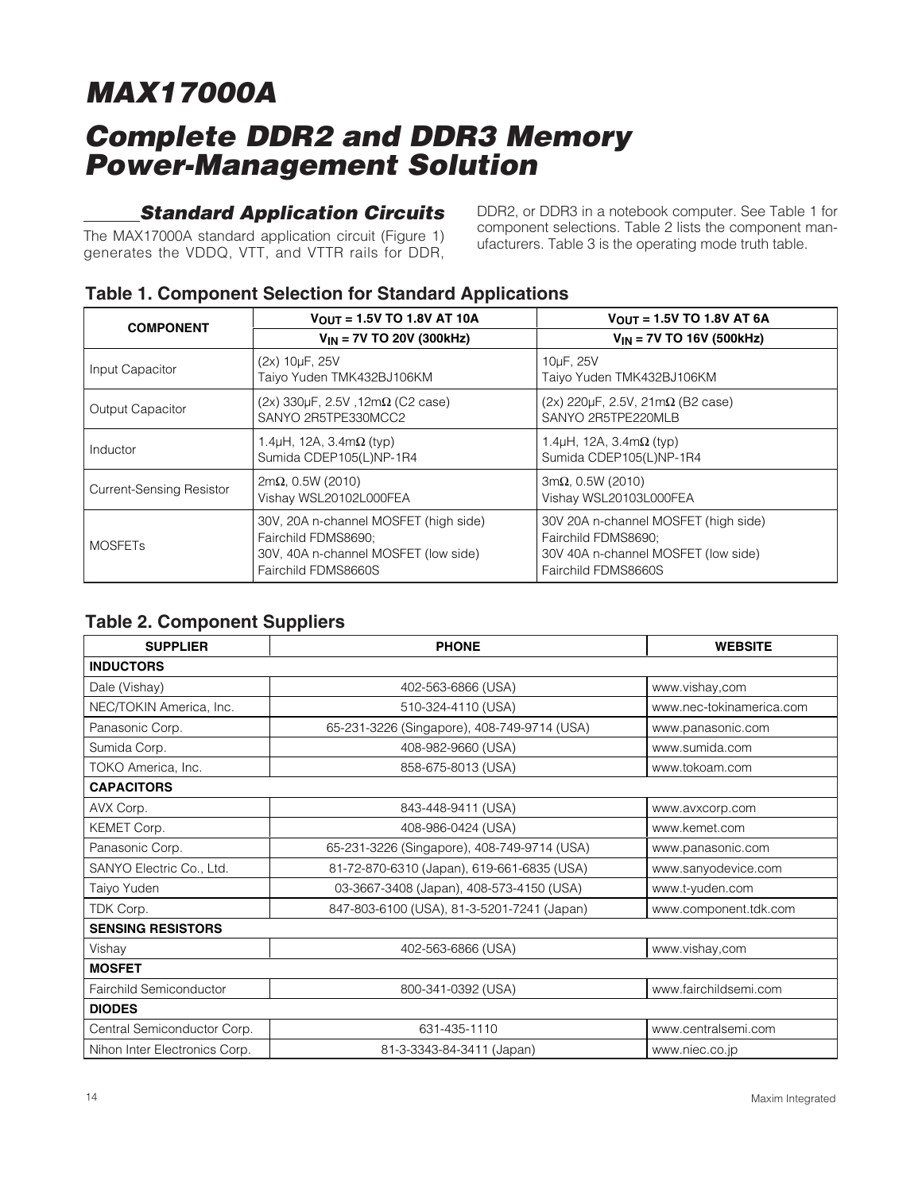# MAX17000A

# Complete DDR2 and DDR3 Memory Power-Management Solution

## Standard Application Circuits

The MAX17000A standard application circuit (Figure 1) generates the VDDQ, VTT, and VTTR rails for DDR, DDR2, or DDR3 in a notebook computer. See Table 1 for component selections. Table 2 lists the component manufacturers. Table 3 is the operating mode truth table.

### Table 1. Component Selection for Standard Applications

| COMPONENT | $V_{OUT}$ = 1.5V TO 1.8V AT 10A | $V_{OUT}$ = 1.5V TO 1.8V AT 6A |
|---|---|---|
| | $V_{IN}$ = 7V TO 20V (300kHz) | $V_{IN}$ = 7V TO 16V (500kHz) |
| Input Capacitor | (2x) 10µF, 25V<br>Taiyo Yuden TMK432BJ106KM | 10µF, 25V<br>Taiyo Yuden TMK432BJ106KM |
| Output Capacitor | (2x) 330µF, 2.5V ,12mΩ (C2 case)<br>SANYO 2R5TPE330MCC2 | (2x) 220µF, 2.5V, 21mΩ (B2 case)<br>SANYO 2R5TPE220MLB |
| Inductor | 1.4µH, 12A, 3.4mΩ (typ)<br>Sumida CDEP105(L)NP-1R4 | 1.4µH, 12A, 3.4mΩ (typ)<br>Sumida CDEP105(L)NP-1R4 |
| Current-Sensing Resistor | 2mΩ, 0.5W (2010)<br>Vishay WSL20102L000FEA | 3mΩ, 0.5W (2010)<br>Vishay WSL20103L000FEA |
| MOSFETs | 30V, 20A n-channel MOSFET (high side)<br>Fairchild FDMS8690;<br>30V, 40A n-channel MOSFET (low side)<br>Fairchild FDMS8660S | 30V 20A n-channel MOSFET (high side)<br>Fairchild FDMS8690;<br>30V 40A n-channel MOSFET (low side)<br>Fairchild FDMS8660S |

### Table 2. Component Suppliers

| SUPPLIER | PHONE | WEBSITE |
|---|---|---|
| **INDUCTORS** | | |
| Dale (Vishay) | 402-563-6866 (USA) | www.vishay,com |
| NEC/TOKIN America, Inc. | 510-324-4110 (USA) | www.nec-tokinamerica.com |
| Panasonic Corp. | 65-231-3226 (Singapore), 408-749-9714 (USA) | www.panasonic.com |
| Sumida Corp. | 408-982-9660 (USA) | www.sumida.com |
| TOKO America, Inc. | 858-675-8013 (USA) | www.tokoam.com |
| **CAPACITORS** | | |
| AVX Corp. | 843-448-9411 (USA) | www.avxcorp.com |
| KEMET Corp. | 408-986-0424 (USA) | www.kemet.com |
| Panasonic Corp. | 65-231-3226 (Singapore), 408-749-9714 (USA) | www.panasonic.com |
| SANYO Electric Co., Ltd. | 81-72-870-6310 (Japan), 619-661-6835 (USA) | www.sanyodevice.com |
| Taiyo Yuden | 03-3667-3408 (Japan), 408-573-4150 (USA) | www.t-yuden.com |
| TDK Corp. | 847-803-6100 (USA), 81-3-5201-7241 (Japan) | www.component.tdk.com |
| **SENSING RESISTORS** | | |
| Vishay | 402-563-6866 (USA) | www.vishay,com |
| **MOSFET** | | |
| Fairchild Semiconductor | 800-341-0392 (USA) | www.fairchildsemi.com |
| **DIODES** | | |
| Central Semiconductor Corp. | 631-435-1110 | www.centralsemi.com |
| Nihon Inter Electronics Corp. | 81-3-3343-84-3411 (Japan) | www.niec.co.jp |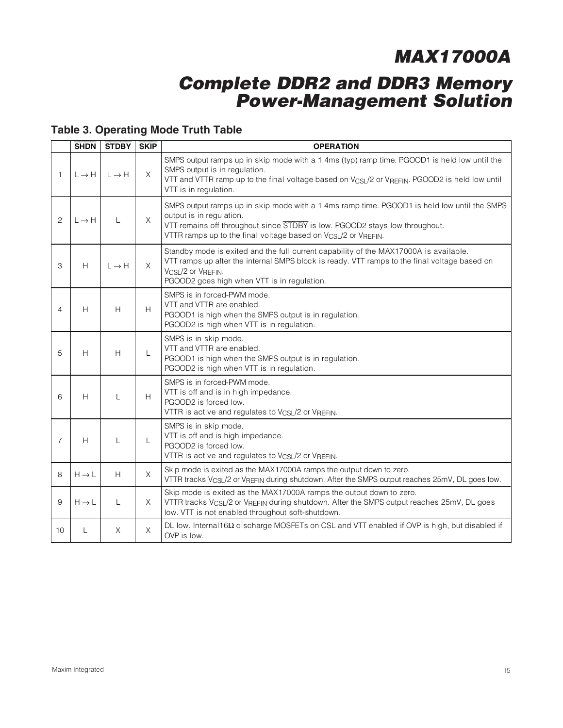## Table 3. Operating Mode Truth Table

| | $\overline{SHDN}$ | $\overline{STDBY}$ | $\overline{SKIP}$ | OPERATION |
|---|---|---|---|---|
| 1 | L → H | L → H | X | SMPS output ramps up in skip mode with a 1.4ms (typ) ramp time. PGOOD1 is held low until the SMPS output is in regulation.<br>VTT and VTTR ramp up to the final voltage based on $V_{CSL}/2$ or $V_{REFIN}$. PGOOD2 is held low until VTT is in regulation. |
| 2 | L → H | L | X | SMPS output ramps up in skip mode with a 1.4ms ramp time. PGOOD1 is held low until the SMPS output is in regulation.<br>VTT remains off throughout since $\overline{STDBY}$ is low. PGOOD2 stays low throughout.<br>VTTR ramps up to the final voltage based on $V_{CSL}/2$ or $V_{REFIN}$. |
| 3 | H | L → H | X | Standby mode is exited and the full current capability of the MAX17000A is available.<br>VTT ramps up after the internal SMPS block is ready. VTT ramps to the final voltage based on $V_{CSL}/2$ or $V_{REFIN}$.<br>PGOOD2 goes high when VTT is in regulation. |
| 4 | H | H | H | SMPS is in forced-PWM mode.<br>VTT and VTTR are enabled.<br>PGOOD1 is high when the SMPS output is in regulation.<br>PGOOD2 is high when VTT is in regulation. |
| 5 | H | H | L | SMPS is in skip mode.<br>VTT and VTTR are enabled.<br>PGOOD1 is high when the SMPS output is in regulation.<br>PGOOD2 is high when VTT is in regulation. |
| 6 | H | L | H | SMPS is in forced-PWM mode.<br>VTT is off and is in high impedance.<br>PGOOD2 is forced low.<br>VTTR is active and regulates to $V_{CSL}/2$ or $V_{REFIN}$. |
| 7 | H | L | L | SMPS is in skip mode.<br>VTT is off and is high impedance.<br>PGOOD2 is forced low.<br>VTTR is active and regulates to $V_{CSL}/2$ or $V_{REFIN}$. |
| 8 | H → L | H | X | Skip mode is exited as the MAX17000A ramps the output down to zero.<br>VTTR tracks $V_{CSL}/2$ or $V_{REFIN}$ during shutdown. After the SMPS output reaches 25mV, DL goes low. |
| 9 | H → L | L | X | Skip mode is exited as the MAX17000A ramps the output down to zero.<br>VTTR tracks $V_{CSL}/2$ or $V_{REFIN}$ during shutdown. After the SMPS output reaches 25mV, DL goes low. VTT is not enabled throughout soft-shutdown. |
| 10 | L | X | X | DL low. Internal16Ω discharge MOSFETs on CSL and VTT enabled if OVP is high, but disabled if OVP is low. |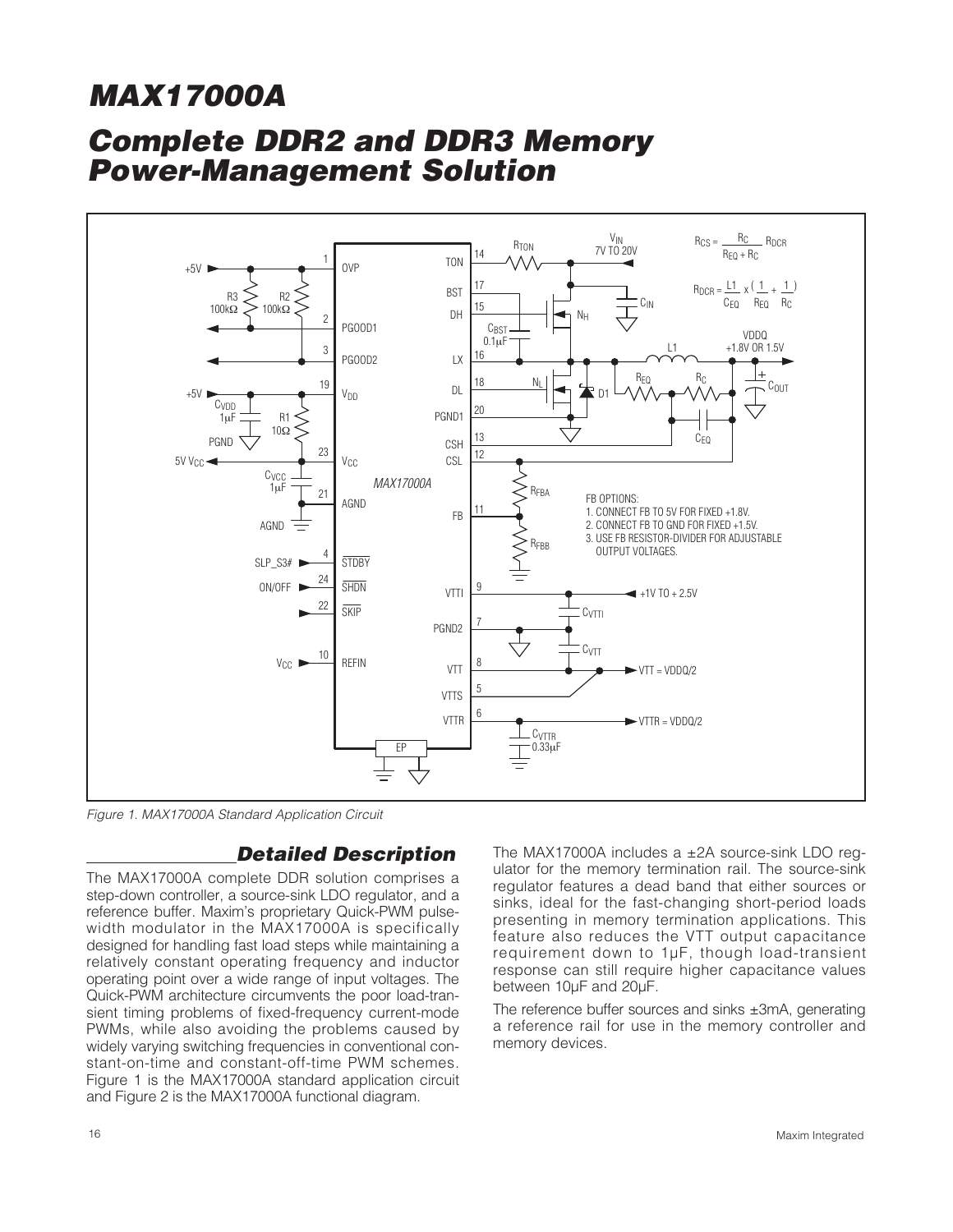# MAX17000A

## Complete DDR2 and DDR3 Memory Power-Management Solution

Figure 1. MAX17000A Standard Application Circuit

## Detailed Description

The MAX17000A complete DDR solution comprises a step-down controller, a source-sink LDO regulator, and a reference buffer. Maxim's proprietary Quick-PWM pulse-width modulator in the MAX17000A is specifically designed for handling fast load steps while maintaining a relatively constant operating frequency and inductor operating point over a wide range of input voltages. The Quick-PWM architecture circumvents the poor load-transient timing problems of fixed-frequency current-mode PWMs, while also avoiding the problems caused by widely varying switching frequencies in conventional constant-on-time and constant-off-time PWM schemes. Figure 1 is the MAX17000A standard application circuit and Figure 2 is the MAX17000A functional diagram.

The MAX17000A includes a ±2A source-sink LDO regulator for the memory termination rail. The source-sink regulator features a dead band that either sources or sinks, ideal for the fast-changing short-period loads presenting in memory termination applications. This feature also reduces the VTT output capacitance requirement down to 1µF, though load-transient response can still require higher capacitance values between 10µF and 20µF.

The reference buffer sources and sinks ±3mA, generating a reference rail for use in the memory controller and memory devices.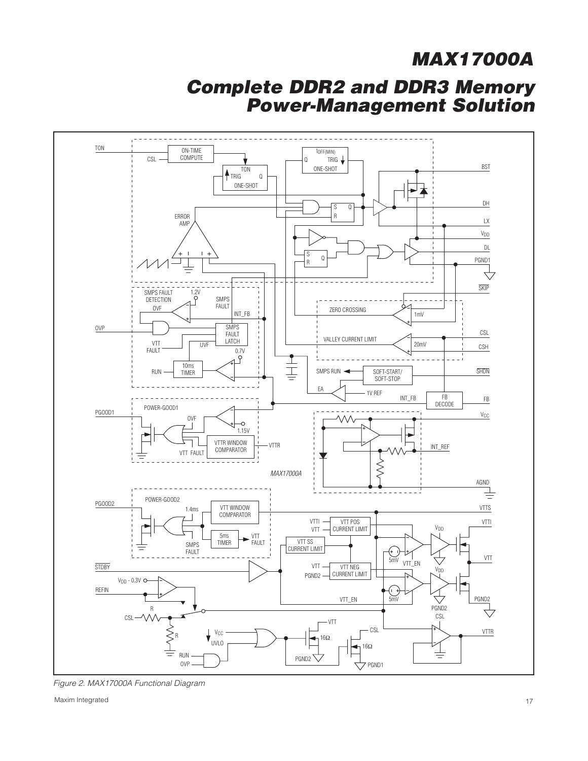Figure 2. MAX17000A Functional Diagram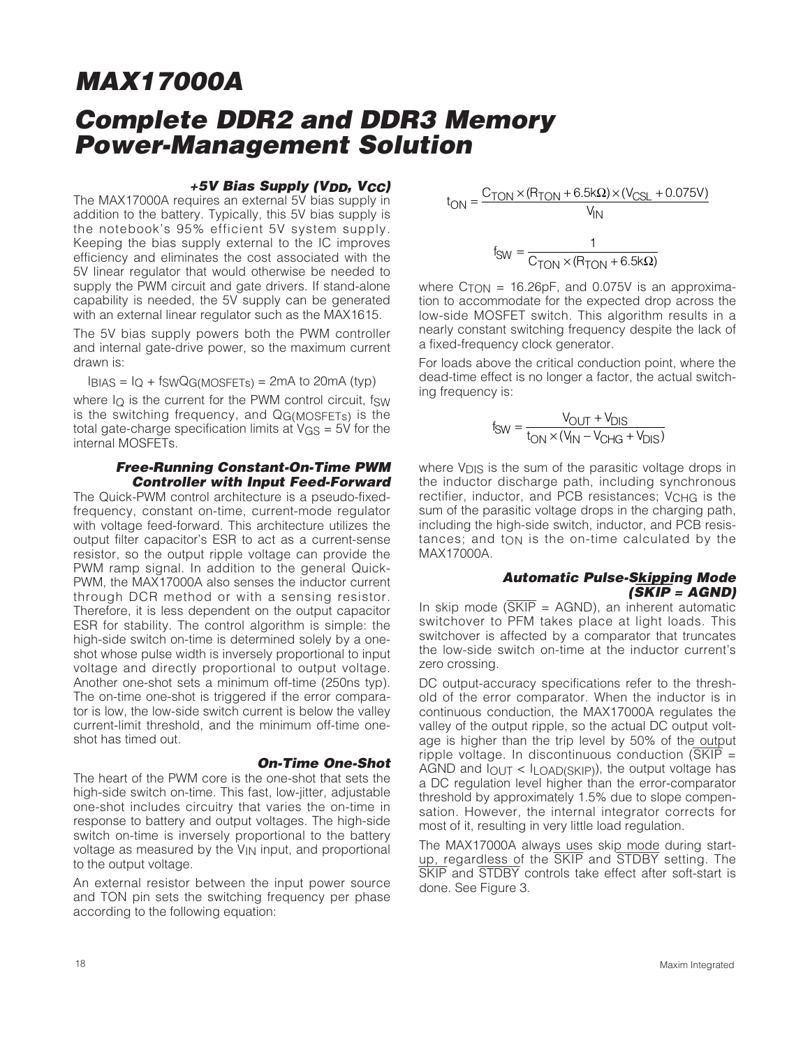### +5V Bias Supply ($V_{DD}$, $V_{CC}$)

The MAX17000A requires an external 5V bias supply in addition to the battery. Typically, this 5V bias supply is the notebook's 95% efficient 5V system supply. Keeping the bias supply external to the IC improves efficiency and eliminates the cost associated with the 5V linear regulator that would otherwise be needed to supply the PWM circuit and gate drivers. If stand-alone capability is needed, the 5V supply can be generated with an external linear regulator such as the MAX1615.

The 5V bias supply powers both the PWM controller and internal gate-drive power, so the maximum current drawn is:

$$I_{BIAS} = I_Q + f_{SW} Q_{G(MOSFETs)} = 2mA \text{ to } 20mA \text{ (typ)}$$

where $I_Q$ is the current for the PWM control circuit, $f_{SW}$ is the switching frequency, and $Q_{G(MOSFETs)}$ is the total gate-charge specification limits at $V_{GS}$ = 5V for the internal MOSFETs.

### Free-Running Constant-On-Time PWM Controller with Input Feed-Forward

The Quick-PWM control architecture is a pseudo-fixed-frequency, constant on-time, current-mode regulator with voltage feed-forward. This architecture utilizes the output filter capacitor's ESR to act as a current-sense resistor, so the output ripple voltage can provide the PWM ramp signal. In addition to the general Quick-PWM, the MAX17000A also senses the inductor current through DCR method or with a sensing resistor. Therefore, it is less dependent on the output capacitor ESR for stability. The control algorithm is simple: the high-side switch on-time is determined solely by a one-shot whose pulse width is inversely proportional to input voltage and directly proportional to output voltage. Another one-shot sets a minimum off-time (250ns typ). The on-time one-shot is triggered if the error comparator is low, the low-side switch current is below the valley current-limit threshold, and the minimum off-time one-shot has timed out.

### On-Time One-Shot

The heart of the PWM core is the one-shot that sets the high-side switch on-time. This fast, low-jitter, adjustable one-shot includes circuitry that varies the on-time in response to battery and output voltages. The high-side switch on-time is inversely proportional to the battery voltage as measured by the $V_{IN}$ input, and proportional to the output voltage.

An external resistor between the input power source and TON pin sets the switching frequency per phase according to the following equation:

$$t_{ON} = \frac{C_{TON} \times (R_{TON} + 6.5k\Omega) \times (V_{CSL} + 0.075V)}{V_{IN}}$$

$$f_{SW} = \frac{1}{C_{TON} \times (R_{TON} + 6.5k\Omega)}$$

where $C_{TON}$ = 16.26pF, and 0.075V is an approximation to accommodate for the expected drop across the low-side MOSFET switch. This algorithm results in a nearly constant switching frequency despite the lack of a fixed-frequency clock generator.

For loads above the critical conduction point, where the dead-time effect is no longer a factor, the actual switching frequency is:

$$f_{SW} = \frac{V_{OUT} + V_{DIS}}{t_{ON} \times (V_{IN} - V_{CHG} + V_{DIS})}$$

where $V_{DIS}$ is the sum of the parasitic voltage drops in the inductor discharge path, including synchronous rectifier, inductor, and PCB resistances; $V_{CHG}$ is the sum of the parasitic voltage drops in the charging path, including the high-side switch, inductor, and PCB resistances; and $t_{ON}$ is the on-time calculated by the MAX17000A.

### Automatic Pulse-Skipping Mode ($\overline{SKIP}$ = AGND)

In skip mode ($\overline{SKIP}$ = AGND), an inherent automatic switchover to PFM takes place at light loads. This switchover is affected by a comparator that truncates the low-side switch on-time at the inductor current's zero crossing.

DC output-accuracy specifications refer to the threshold of the error comparator. When the inductor is in continuous conduction, the MAX17000A regulates the valley of the output ripple, so the actual DC output voltage is higher than the trip level by 50% of the output ripple voltage. In discontinuous conduction ($\overline{SKIP}$ = AGND and $I_{OUT} < I_{LOAD(SKIP)}$), the output voltage has a DC regulation level higher than the error-comparator threshold by approximately 1.5% due to slope compensation. However, the internal integrator corrects for most of it, resulting in very little load regulation.

The MAX17000A always uses skip mode during startup, regardless of the $\overline{SKIP}$ and $\overline{STDBY}$ setting. The $\overline{SKIP}$ and $\overline{STDBY}$ controls take effect after soft-start is done. See Figure 3.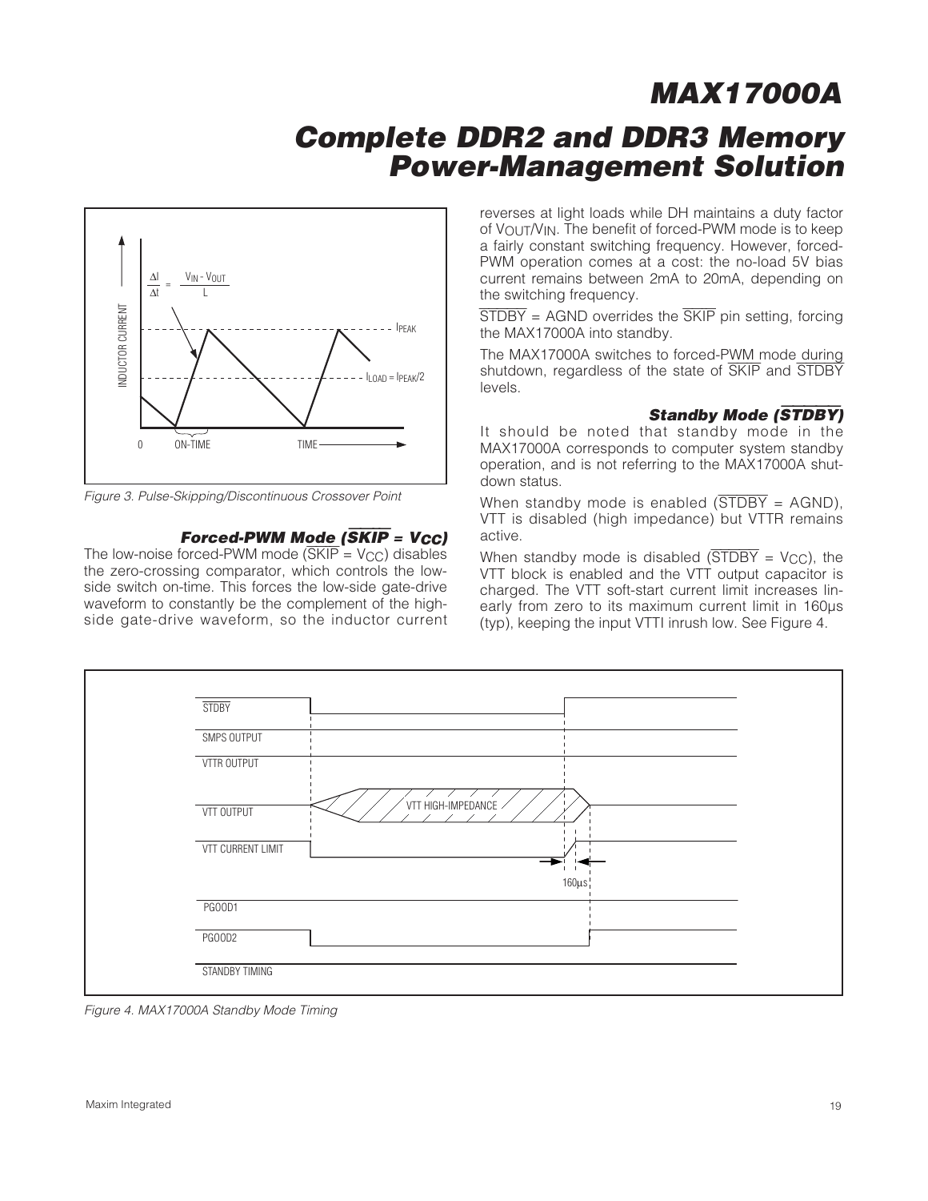Figure 3. Pulse-Skipping/Discontinuous Crossover Point

### Forced-PWM Mode ($\overline{SKIP}$ = $V_{CC}$)

The low-noise forced-PWM mode ($\overline{SKIP}$ = $V_{CC}$) disables the zero-crossing comparator, which controls the low-side switch on-time. This forces the low-side gate-drive waveform to constantly be the complement of the high-side gate-drive waveform, so the inductor current reverses at light loads while DH maintains a duty factor of $V_{OUT}/V_{IN}$. The benefit of forced-PWM mode is to keep a fairly constant switching frequency. However, forced-PWM operation comes at a cost: the no-load 5V bias current remains between 2mA to 20mA, depending on the switching frequency.

$\overline{STDBY}$ = AGND overrides the $\overline{SKIP}$ pin setting, forcing the MAX17000A into standby.

The MAX17000A switches to forced-PWM mode during shutdown, regardless of the state of $\overline{SKIP}$ and $\overline{STDBY}$ levels.

### Standby Mode ($\overline{STDBY}$)

It should be noted that standby mode in the MAX17000A corresponds to computer system standby operation, and is not referring to the MAX17000A shutdown status.

When standby mode is enabled ($\overline{STDBY}$ = AGND), VTT is disabled (high impedance) but VTTR remains active.

When standby mode is disabled ($\overline{STDBY}$ = $V_{CC}$), the VTT block is enabled and the VTT output capacitor is charged. The VTT soft-start current limit increases linearly from zero to its maximum current limit in 160µs (typ), keeping the input VTTI inrush low. See Figure 4.

Figure 4. MAX17000A Standby Mode Timing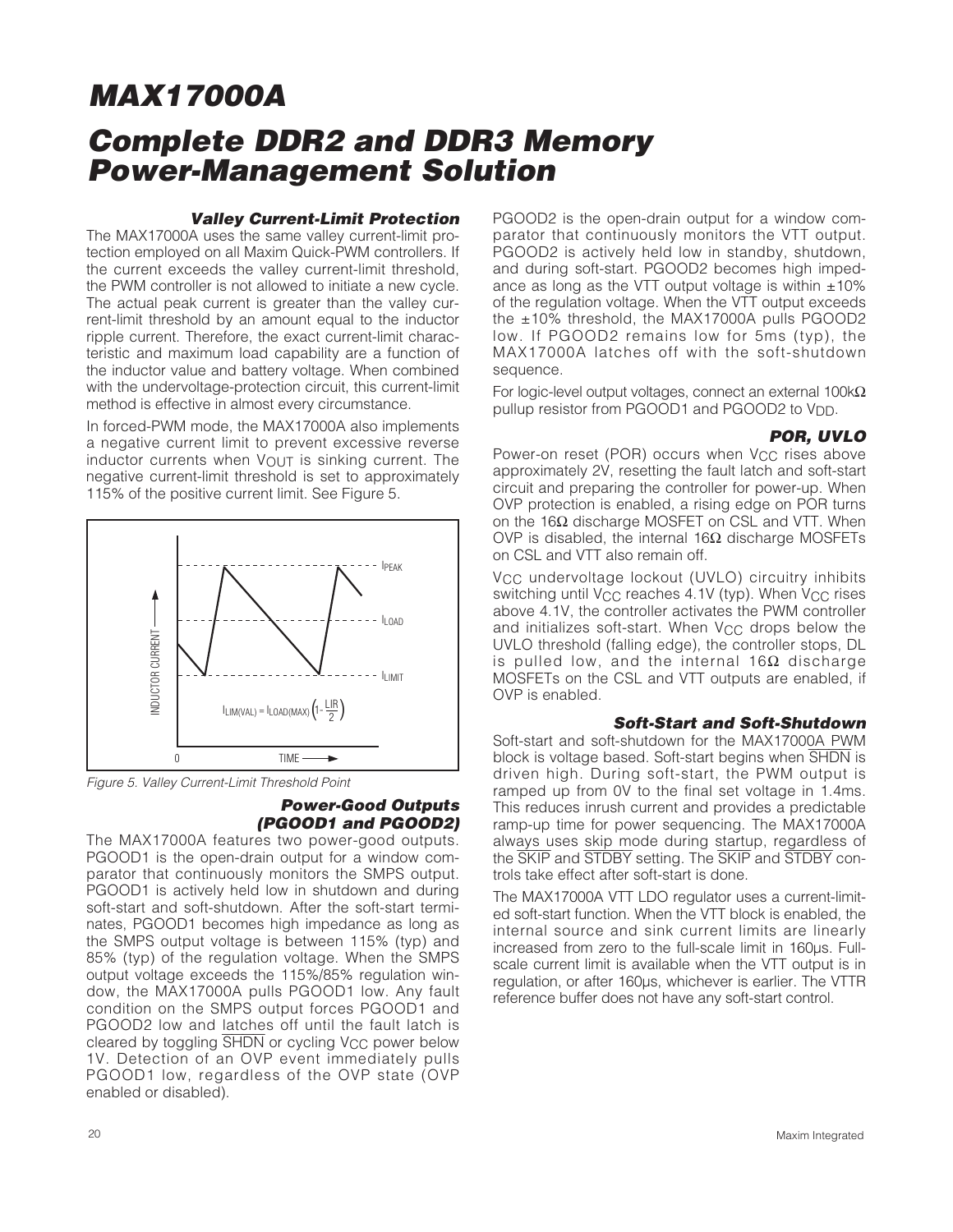# MAX17000A

# Complete DDR2 and DDR3 Memory Power-Management Solution

### Valley Current-Limit Protection

The MAX17000A uses the same valley current-limit protection employed on all Maxim Quick-PWM controllers. If the current exceeds the valley current-limit threshold, the PWM controller is not allowed to initiate a new cycle. The actual peak current is greater than the valley current-limit threshold by an amount equal to the inductor ripple current. Therefore, the exact current-limit characteristic and maximum load capability are a function of the inductor value and battery voltage. When combined with the undervoltage-protection circuit, this current-limit method is effective in almost every circumstance.

In forced-PWM mode, the MAX17000A also implements a negative current limit to prevent excessive reverse inductor currents when $V_{OUT}$ is sinking current. The negative current-limit threshold is set to approximately 115% of the positive current limit. See Figure 5.

$$I_{LIM(VAL)} = I_{LOAD(MAX)}\left(1 - \frac{LIR}{2}\right)$$

Figure 5. Valley Current-Limit Threshold Point

### Power-Good Outputs (PGOOD1 and PGOOD2)

The MAX17000A features two power-good outputs. PGOOD1 is the open-drain output for a window comparator that continuously monitors the SMPS output. PGOOD1 is actively held low in shutdown and during soft-start and soft-shutdown. After the soft-start terminates, PGOOD1 becomes high impedance as long as the SMPS output voltage is between 115% (typ) and 85% (typ) of the regulation voltage. When the SMPS output voltage exceeds the 115%/85% regulation window, the MAX17000A pulls PGOOD1 low. Any fault condition on the SMPS output forces PGOOD1 and PGOOD2 low and latches off until the fault latch is cleared by toggling $\overline{SHDN}$ or cycling $V_{CC}$ power below 1V. Detection of an OVP event immediately pulls PGOOD1 low, regardless of the OVP state (OVP enabled or disabled).

PGOOD2 is the open-drain output for a window comparator that continuously monitors the VTT output. PGOOD2 is actively held low in standby, shutdown, and during soft-start. PGOOD2 becomes high impedance as long as the VTT output voltage is within ±10% of the regulation voltage. When the VTT output exceeds the ±10% threshold, the MAX17000A pulls PGOOD2 low. If PGOOD2 remains low for 5ms (typ), the MAX17000A latches off with the soft-shutdown sequence.

For logic-level output voltages, connect an external 100kΩ pullup resistor from PGOOD1 and PGOOD2 to $V_{DD}$.

### POR, UVLO

Power-on reset (POR) occurs when $V_{CC}$ rises above approximately 2V, resetting the fault latch and soft-start circuit and preparing the controller for power-up. When OVP protection is enabled, a rising edge on POR turns on the 16Ω discharge MOSFET on CSL and VTT. When OVP is disabled, the internal 16Ω discharge MOSFETs on CSL and VTT also remain off.

$V_{CC}$ undervoltage lockout (UVLO) circuitry inhibits switching until $V_{CC}$ reaches 4.1V (typ). When $V_{CC}$ rises above 4.1V, the controller activates the PWM controller and initializes soft-start. When $V_{CC}$ drops below the UVLO threshold (falling edge), the controller stops, DL is pulled low, and the internal 16Ω discharge MOSFETs on the CSL and VTT outputs are enabled, if OVP is enabled.

### Soft-Start and Soft-Shutdown

Soft-start and soft-shutdown for the MAX17000A PWM block is voltage based. Soft-start begins when $\overline{SHDN}$ is driven high. During soft-start, the PWM output is ramped up from 0V to the final set voltage in 1.4ms. This reduces inrush current and provides a predictable ramp-up time for power sequencing. The MAX17000A always uses skip mode during startup, regardless of the $\overline{SKIP}$ and $\overline{STDBY}$ setting. The $\overline{SKIP}$ and $\overline{STDBY}$ controls take effect after soft-start is done.

The MAX17000A VTT LDO regulator uses a current-limited soft-start function. When the VTT block is enabled, the internal source and sink current limits are linearly increased from zero to the full-scale limit in 160µs. Full-scale current limit is available when the VTT output is in regulation, or after 160µs, whichever is earlier. The VTTR reference buffer does not have any soft-start control.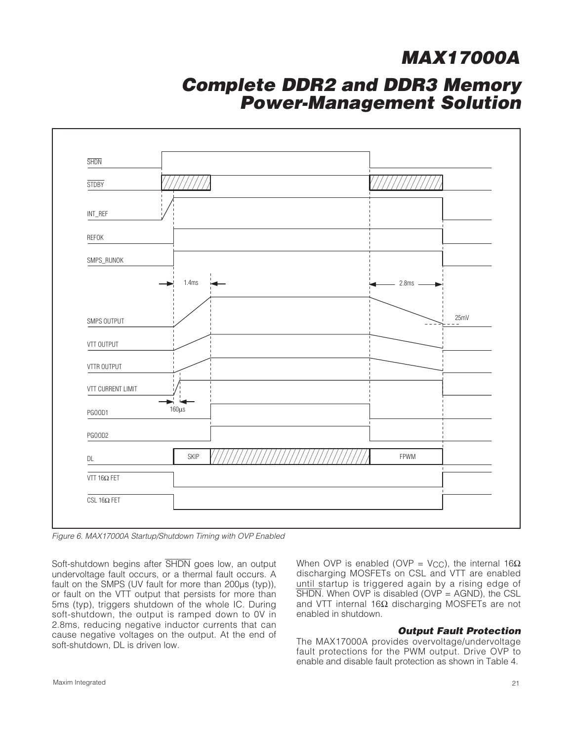Figure 6. MAX17000A Startup/Shutdown Timing with OVP Enabled

Soft-shutdown begins after $\overline{SHDN}$ goes low, an output undervoltage fault occurs, or a thermal fault occurs. A fault on the SMPS (UV fault for more than 200µs (typ)), or fault on the VTT output that persists for more than 5ms (typ), triggers shutdown of the whole IC. During soft-shutdown, the output is ramped down to 0V in 2.8ms, reducing negative inductor currents that can cause negative voltages on the output. At the end of soft-shutdown, DL is driven low.

When OVP is enabled (OVP = $V_{CC}$), the internal 16Ω discharging MOSFETs on CSL and VTT are enabled until startup is triggered again by a rising edge of $\overline{SHDN}$. When OVP is disabled (OVP = AGND), the CSL and VTT internal 16Ω discharging MOSFETs are not enabled in shutdown.

### Output Fault Protection

The MAX17000A provides overvoltage/undervoltage fault protections for the PWM output. Drive OVP to enable and disable fault protection as shown in Table 4.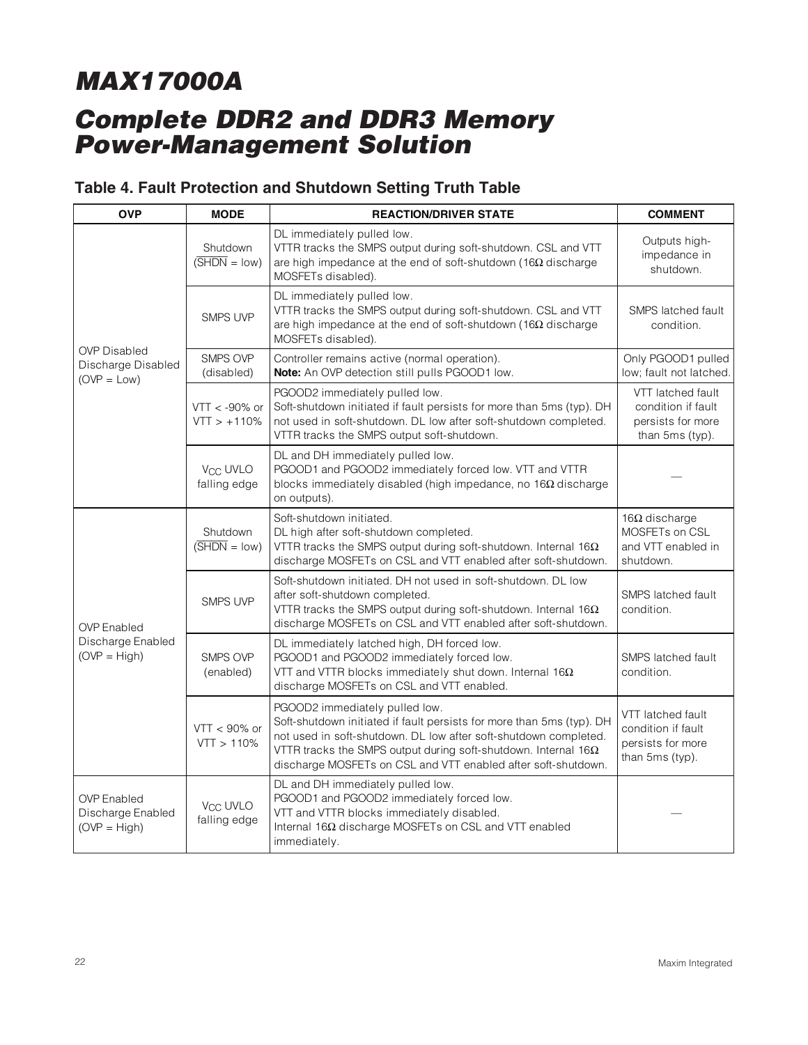# MAX17000A

## Complete DDR2 and DDR3 Memory Power-Management Solution

### Table 4. Fault Protection and Shutdown Setting Truth Table

| OVP | MODE | REACTION/DRIVER STATE | COMMENT |
|---|---|---|---|
| OVP Disabled Discharge Disabled (OVP = Low) | Shutdown ($\overline{SHDN}$ = low) | DL immediately pulled low. VTTR tracks the SMPS output during soft-shutdown. CSL and VTT are high impedance at the end of soft-shutdown (16Ω discharge MOSFETs disabled). | Outputs high-impedance in shutdown. |
| | SMPS UVP | DL immediately pulled low. VTTR tracks the SMPS output during soft-shutdown. CSL and VTT are high impedance at the end of soft-shutdown (16Ω discharge MOSFETs disabled). | SMPS latched fault condition. |
| | SMPS OVP (disabled) | Controller remains active (normal operation). **Note:** An OVP detection still pulls PGOOD1 low. | Only PGOOD1 pulled low; fault not latched. |
| | VTT < -90% or VTT > +110% | PGOOD2 immediately pulled low. Soft-shutdown initiated if fault persists for more than 5ms (typ). DH not used in soft-shutdown. DL low after soft-shutdown completed. VTTR tracks the SMPS output soft-shutdown. | VTT latched fault condition if fault persists for more than 5ms (typ). |
| | $V_{CC}$ UVLO falling edge | DL and DH immediately pulled low. PGOOD1 and PGOOD2 immediately forced low. VTT and VTTR blocks immediately disabled (high impedance, no 16Ω discharge on outputs). | — |
| OVP Enabled Discharge Enabled (OVP = High) | Shutdown ($\overline{SHDN}$ = low) | Soft-shutdown initiated. DL high after soft-shutdown completed. VTTR tracks the SMPS output during soft-shutdown. Internal 16Ω discharge MOSFETs on CSL and VTT enabled after soft-shutdown. | 16Ω discharge MOSFETs on CSL and VTT enabled in shutdown. |
| | SMPS UVP | Soft-shutdown initiated. DH not used in soft-shutdown. DL low after soft-shutdown completed. VTTR tracks the SMPS output during soft-shutdown. Internal 16Ω discharge MOSFETs on CSL and VTT enabled after soft-shutdown. | SMPS latched fault condition. |
| | SMPS OVP (enabled) | DL immediately latched high, DH forced low. PGOOD1 and PGOOD2 immediately forced low. VTT and VTTR blocks immediately shut down. Internal 16Ω discharge MOSFETs on CSL and VTT enabled. | SMPS latched fault condition. |
| | VTT < 90% or VTT > 110% | PGOOD2 immediately pulled low. Soft-shutdown initiated if fault persists for more than 5ms (typ). DH not used in soft-shutdown. DL low after soft-shutdown completed. VTTR tracks the SMPS output during soft-shutdown. Internal 16Ω discharge MOSFETs on CSL and VTT enabled after soft-shutdown. | VTT latched fault condition if fault persists for more than 5ms (typ). |
| OVP Enabled Discharge Enabled (OVP = High) | $V_{CC}$ UVLO falling edge | DL and DH immediately pulled low. PGOOD1 and PGOOD2 immediately forced low. VTT and VTTR blocks immediately disabled. Internal 16Ω discharge MOSFETs on CSL and VTT enabled immediately. | — |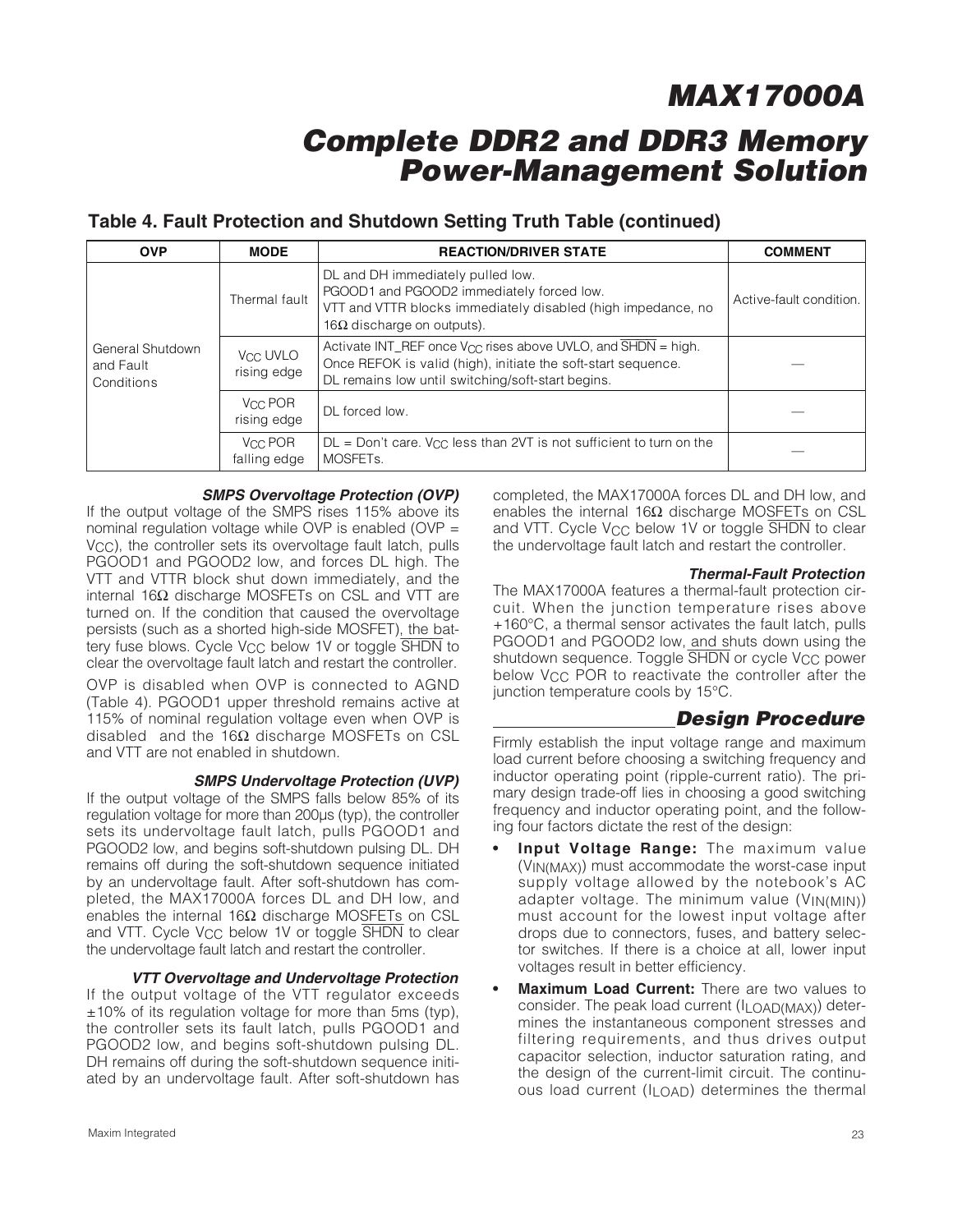## Table 4. Fault Protection and Shutdown Setting Truth Table (continued)

| OVP | MODE | REACTION/DRIVER STATE | COMMENT |
|---|---|---|---|
| General Shutdown and Fault Conditions | Thermal fault | DL and DH immediately pulled low. PGOOD1 and PGOOD2 immediately forced low. VTT and VTTR blocks immediately disabled (high impedance, no 16Ω discharge on outputs). | Active-fault condition. |
| | $V_{CC}$ UVLO rising edge | Activate INT_REF once $V_{CC}$ rises above UVLO, and $\overline{SHDN}$ = high. Once REFOK is valid (high), initiate the soft-start sequence. DL remains low until switching/soft-start begins. | — |
| | $V_{CC}$ POR rising edge | DL forced low. | — |
| | $V_{CC}$ POR falling edge | DL = Don't care. $V_{CC}$ less than 2VT is not sufficient to turn on the MOSFETs. | — |

#### *SMPS Overvoltage Protection (OVP)*

If the output voltage of the SMPS rises 115% above its nominal regulation voltage while OVP is enabled (OVP = $V_{CC}$), the controller sets its overvoltage fault latch, pulls PGOOD1 and PGOOD2 low, and forces DL high. The VTT and VTTR block shut down immediately, and the internal 16Ω discharge MOSFETs on CSL and VTT are turned on. If the condition that caused the overvoltage persists (such as a shorted high-side MOSFET), the battery fuse blows. Cycle $V_{CC}$ below 1V or toggle $\overline{SHDN}$ to clear the overvoltage fault latch and restart the controller.

OVP is disabled when OVP is connected to AGND (Table 4). PGOOD1 upper threshold remains active at 115% of nominal regulation voltage even when OVP is disabled and the 16Ω discharge MOSFETs on CSL and VTT are not enabled in shutdown.

#### *SMPS Undervoltage Protection (UVP)*

If the output voltage of the SMPS falls below 85% of its regulation voltage for more than 200µs (typ), the controller sets its undervoltage fault latch, pulls PGOOD1 and PGOOD2 low, and begins soft-shutdown pulsing DL. DH remains off during the soft-shutdown sequence initiated by an undervoltage fault. After soft-shutdown has completed, the MAX17000A forces DL and DH low, and enables the internal 16Ω discharge MOSFETs on CSL and VTT. Cycle $V_{CC}$ below 1V or toggle $\overline{SHDN}$ to clear the undervoltage fault latch and restart the controller.

#### *VTT Overvoltage and Undervoltage Protection*

If the output voltage of the VTT regulator exceeds ±10% of its regulation voltage for more than 5ms (typ), the controller sets its fault latch, pulls PGOOD1 and PGOOD2 low, and begins soft-shutdown pulsing DL. DH remains off during the soft-shutdown sequence initiated by an undervoltage fault. After soft-shutdown has completed, the MAX17000A forces DL and DH low, and enables the internal 16Ω discharge MOSFETs on CSL and VTT. Cycle $V_{CC}$ below 1V or toggle $\overline{SHDN}$ to clear the undervoltage fault latch and restart the controller.

#### *Thermal-Fault Protection*

The MAX17000A features a thermal-fault protection circuit. When the junction temperature rises above +160°C, a thermal sensor activates the fault latch, pulls PGOOD1 and PGOOD2 low, and shuts down using the shutdown sequence. Toggle $\overline{SHDN}$ or cycle $V_{CC}$ power below $V_{CC}$ POR to reactivate the controller after the junction temperature cools by 15°C.

## *Design Procedure*

Firmly establish the input voltage range and maximum load current before choosing a switching frequency and inductor operating point (ripple-current ratio). The primary design trade-off lies in choosing a good switching frequency and inductor operating point, and the following four factors dictate the rest of the design:

- **Input Voltage Range:** The maximum value ($V_{IN(MAX)}$) must accommodate the worst-case input supply voltage allowed by the notebook's AC adapter voltage. The minimum value ($V_{IN(MIN)}$) must account for the lowest input voltage after drops due to connectors, fuses, and battery selector switches. If there is a choice at all, lower input voltages result in better efficiency.
- **Maximum Load Current:** There are two values to consider. The peak load current ($I_{LOAD(MAX)}$) determines the instantaneous component stresses and filtering requirements, and thus drives output capacitor selection, inductor saturation rating, and the design of the current-limit circuit. The continuous load current ($I_{LOAD}$) determines the thermal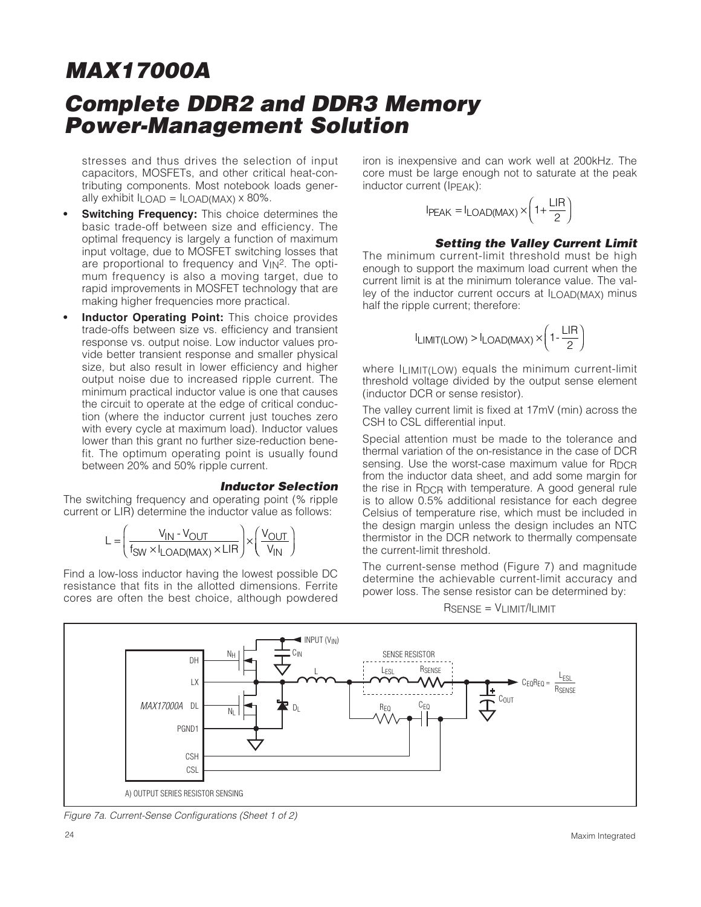stresses and thus drives the selection of input capacitors, MOSFETs, and other critical heat-contributing components. Most notebook loads generally exhibit $I_{LOAD} = I_{LOAD(MAX)} \times 80\%$.

- **Switching Frequency:** This choice determines the basic trade-off between size and efficiency. The optimal frequency is largely a function of maximum input voltage, due to MOSFET switching losses that are proportional to frequency and $V_{IN}^2$. The optimum frequency is also a moving target, due to rapid improvements in MOSFET technology that are making higher frequencies more practical.
- **Inductor Operating Point:** This choice provides trade-offs between size vs. efficiency and transient response vs. output noise. Low inductor values provide better transient response and smaller physical size, but also result in lower efficiency and higher output noise due to increased ripple current. The minimum practical inductor value is one that causes the circuit to operate at the edge of critical conduction (where the inductor current just touches zero with every cycle at maximum load). Inductor values lower than this grant no further size-reduction benefit. The optimum operating point is usually found between 20% and 50% ripple current.

### Inductor Selection

The switching frequency and operating point (% ripple current or LIR) determine the inductor value as follows:

$$L = \left(\frac{V_{IN} - V_{OUT}}{f_{SW} \times I_{LOAD(MAX)} \times LIR}\right) \times \left(\frac{V_{OUT}}{V_{IN}}\right)$$

Find a low-loss inductor having the lowest possible DC resistance that fits in the allotted dimensions. Ferrite cores are often the best choice, although powdered iron is inexpensive and can work well at 200kHz. The core must be large enough not to saturate at the peak inductor current ($I_{PEAK}$):

$$I_{PEAK} = I_{LOAD(MAX)} \times \left(1 + \frac{LIR}{2}\right)$$

### Setting the Valley Current Limit

The minimum current-limit threshold must be high enough to support the maximum load current when the current limit is at the minimum tolerance value. The valley of the inductor current occurs at $I_{LOAD(MAX)}$ minus half the ripple current; therefore:

$$I_{LIMIT(LOW)} > I_{LOAD(MAX)} \times \left(1 - \frac{LIR}{2}\right)$$

where $I_{LIMIT(LOW)}$ equals the minimum current-limit threshold voltage divided by the output sense element (inductor DCR or sense resistor).

The valley current limit is fixed at 17mV (min) across the CSH to CSL differential input.

Special attention must be made to the tolerance and thermal variation of the on-resistance in the case of DCR sensing. Use the worst-case maximum value for $R_{DCR}$ from the inductor data sheet, and add some margin for the rise in $R_{DCR}$ with temperature. A good general rule is to allow 0.5% additional resistance for each degree Celsius of temperature rise, which must be included in the design margin unless the design includes an NTC thermistor in the DCR network to thermally compensate the current-limit threshold.

The current-sense method (Figure 7) and magnitude determine the achievable current-limit accuracy and power loss. The sense resistor can be determined by:

$$R_{SENSE} = V_{LIMIT}/I_{LIMIT}$$

Figure 7a. Current-Sense Configurations (Sheet 1 of 2)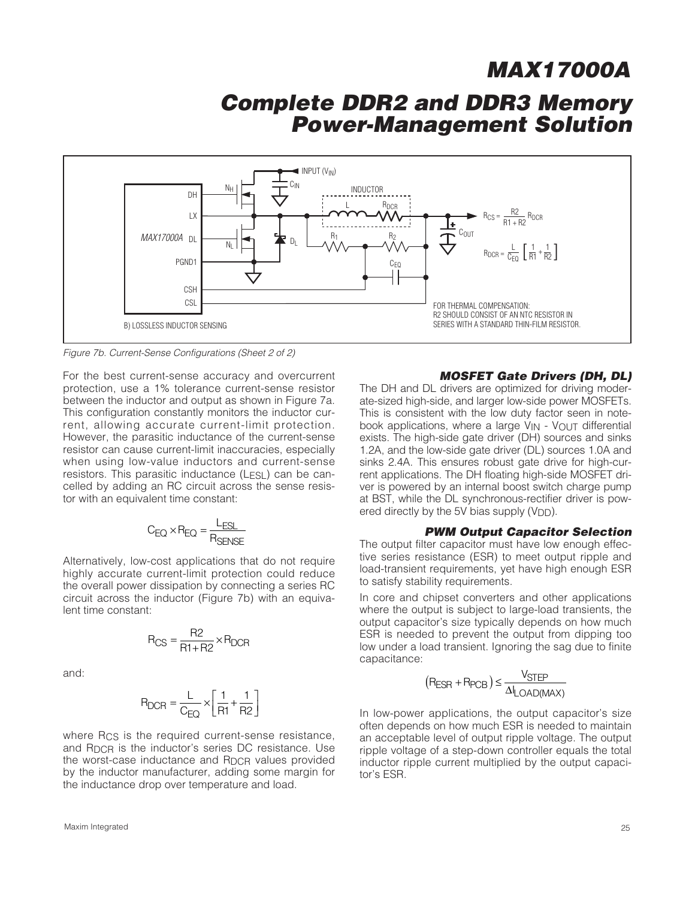Figure 7b. Current-Sense Configurations (Sheet 2 of 2)

For the best current-sense accuracy and overcurrent protection, use a 1% tolerance current-sense resistor between the inductor and output as shown in Figure 7a. This configuration constantly monitors the inductor current, allowing accurate current-limit protection. However, the parasitic inductance of the current-sense resistor can cause current-limit inaccuracies, especially when using low-value inductors and current-sense resistors. This parasitic inductance ($L_{ESL}$) can be cancelled by adding an RC circuit across the sense resistor with an equivalent time constant:

$$C_{EQ} \times R_{EQ} = \frac{L_{ESL}}{R_{SENSE}}$$

Alternatively, low-cost applications that do not require highly accurate current-limit protection could reduce the overall power dissipation by connecting a series RC circuit across the inductor (Figure 7b) with an equivalent time constant:

$$R_{CS} = \frac{R2}{R1 + R2} \times R_{DCR}$$

and:

$$R_{DCR} = \frac{L}{C_{EQ}} \times \left[\frac{1}{R1} + \frac{1}{R2}\right]$$

where $R_{CS}$ is the required current-sense resistance, and $R_{DCR}$ is the inductor's series DC resistance. Use the worst-case inductance and $R_{DCR}$ values provided by the inductor manufacturer, adding some margin for the inductance drop over temperature and load.

### MOSFET Gate Drivers (DH, DL)

The DH and DL drivers are optimized for driving moderate-sized high-side, and larger low-side power MOSFETs. This is consistent with the low duty factor seen in notebook applications, where a large $V_{IN}$ - $V_{OUT}$ differential exists. The high-side gate driver (DH) sources and sinks 1.2A, and the low-side gate driver (DL) sources 1.0A and sinks 2.4A. This ensures robust gate drive for high-current applications. The DH floating high-side MOSFET driver is powered by an internal boost switch charge pump at BST, while the DL synchronous-rectifier driver is powered directly by the 5V bias supply ($V_{DD}$).

### PWM Output Capacitor Selection

The output filter capacitor must have low enough effective series resistance (ESR) to meet output ripple and load-transient requirements, yet have high enough ESR to satisfy stability requirements.

In core and chipset converters and other applications where the output is subject to large-load transients, the output capacitor's size typically depends on how much ESR is needed to prevent the output from dipping too low under a load transient. Ignoring the sag due to finite capacitance:

$$\left(R_{ESR} + R_{PCB}\right) \leq \frac{V_{STEP}}{\Delta I_{LOAD(MAX)}}$$

In low-power applications, the output capacitor's size often depends on how much ESR is needed to maintain an acceptable level of output ripple voltage. The output ripple voltage of a step-down controller equals the total inductor ripple current multiplied by the output capacitor's ESR.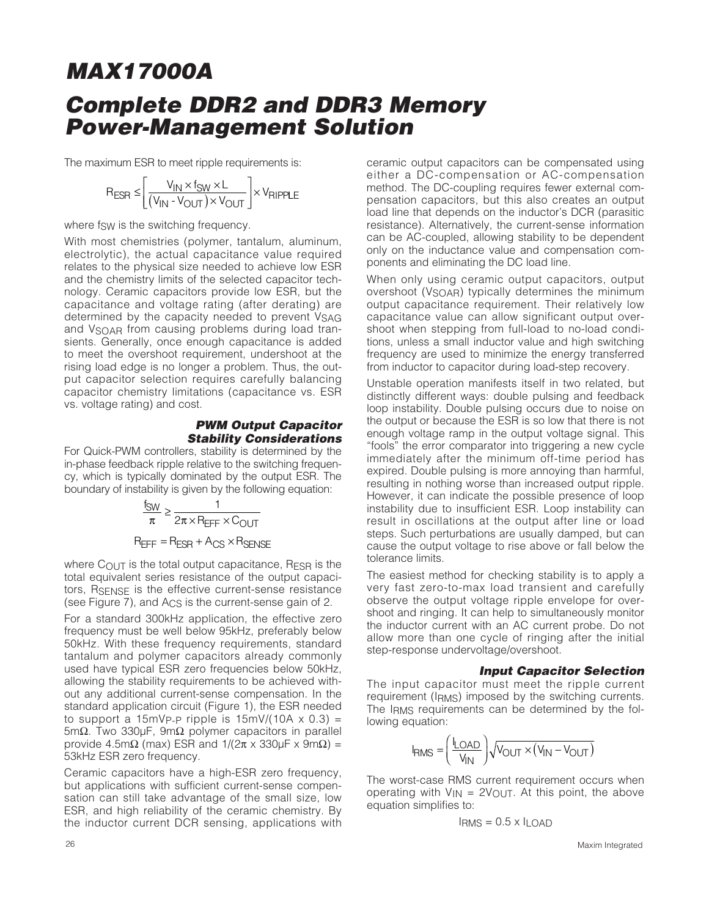The maximum ESR to meet ripple requirements is:

$$R_{ESR} \leq \left[\frac{V_{IN} \times f_{SW} \times L}{(V_{IN} - V_{OUT}) \times V_{OUT}}\right] \times V_{RIPPLE}$$

where $f_{SW}$ is the switching frequency.

With most chemistries (polymer, tantalum, aluminum, electrolytic), the actual capacitance value required relates to the physical size needed to achieve low ESR and the chemistry limits of the selected capacitor technology. Ceramic capacitors provide low ESR, but the capacitance and voltage rating (after derating) are determined by the capacity needed to prevent $V_{SAG}$ and $V_{SOAR}$ from causing problems during load transients. Generally, once enough capacitance is added to meet the overshoot requirement, undershoot at the rising load edge is no longer a problem. Thus, the output capacitor selection requires carefully balancing capacitor chemistry limitations (capacitance vs. ESR vs. voltage rating) and cost.

### PWM Output Capacitor Stability Considerations

For Quick-PWM controllers, stability is determined by the in-phase feedback ripple relative to the switching frequency, which is typically dominated by the output ESR. The boundary of instability is given by the following equation:

$$\frac{f_{SW}}{\pi} \geq \frac{1}{2\pi \times R_{EFF} \times C_{OUT}}$$

$$R_{EFF} = R_{ESR} + A_{CS} \times R_{SENSE}$$

where $C_{OUT}$ is the total output capacitance, $R_{ESR}$ is the total equivalent series resistance of the output capacitors, $R_{SENSE}$ is the effective current-sense resistance (see Figure 7), and $A_{CS}$ is the current-sense gain of 2.

For a standard 300kHz application, the effective zero frequency must be well below 95kHz, preferably below 50kHz. With these frequency requirements, standard tantalum and polymer capacitors already commonly used have typical ESR zero frequencies below 50kHz, allowing the stability requirements to be achieved without any additional current-sense compensation. In the standard application circuit (Figure 1), the ESR needed to support a $15mV_{P-P}$ ripple is 15mV/(10A x 0.3) = 5mΩ. Two 330µF, 9mΩ polymer capacitors in parallel provide 4.5mΩ (max) ESR and 1/(2π x 330µF x 9mΩ) = 53kHz ESR zero frequency.

Ceramic capacitors have a high-ESR zero frequency, but applications with sufficient current-sense compensation can still take advantage of the small size, low ESR, and high reliability of the ceramic chemistry. By the inductor current DCR sensing, applications with ceramic output capacitors can be compensated using either a DC-compensation or AC-compensation method. The DC-coupling requires fewer external compensation capacitors, but this also creates an output load line that depends on the inductor's DCR (parasitic resistance). Alternatively, the current-sense information can be AC-coupled, allowing stability to be dependent only on the inductance value and compensation components and eliminating the DC load line.

When only using ceramic output capacitors, output overshoot ($V_{SOAR}$) typically determines the minimum output capacitance requirement. Their relatively low capacitance value can allow significant output overshoot when stepping from full-load to no-load conditions, unless a small inductor value and high switching frequency are used to minimize the energy transferred from inductor to capacitor during load-step recovery.

Unstable operation manifests itself in two related, but distinctly different ways: double pulsing and feedback loop instability. Double pulsing occurs due to noise on the output or because the ESR is so low that there is not enough voltage ramp in the output voltage signal. This "fools" the error comparator into triggering a new cycle immediately after the minimum off-time period has expired. Double pulsing is more annoying than harmful, resulting in nothing worse than increased output ripple. However, it can indicate the possible presence of loop instability due to insufficient ESR. Loop instability can result in oscillations at the output after line or load steps. Such perturbations are usually damped, but can cause the output voltage to rise above or fall below the tolerance limits.

The easiest method for checking stability is to apply a very fast zero-to-max load transient and carefully observe the output voltage ripple envelope for overshoot and ringing. It can help to simultaneously monitor the inductor current with an AC current probe. Do not allow more than one cycle of ringing after the initial step-response undervoltage/overshoot.

### Input Capacitor Selection

The input capacitor must meet the ripple current requirement ($I_{RMS}$) imposed by the switching currents. The $I_{RMS}$ requirements can be determined by the following equation:

$$I_{RMS} = \left(\frac{I_{LOAD}}{V_{IN}}\right)\sqrt{V_{OUT} \times (V_{IN} - V_{OUT})}$$

The worst-case RMS current requirement occurs when operating with $V_{IN} = 2V_{OUT}$. At this point, the above equation simplifies to:

$$I_{RMS} = 0.5 \times I_{LOAD}$$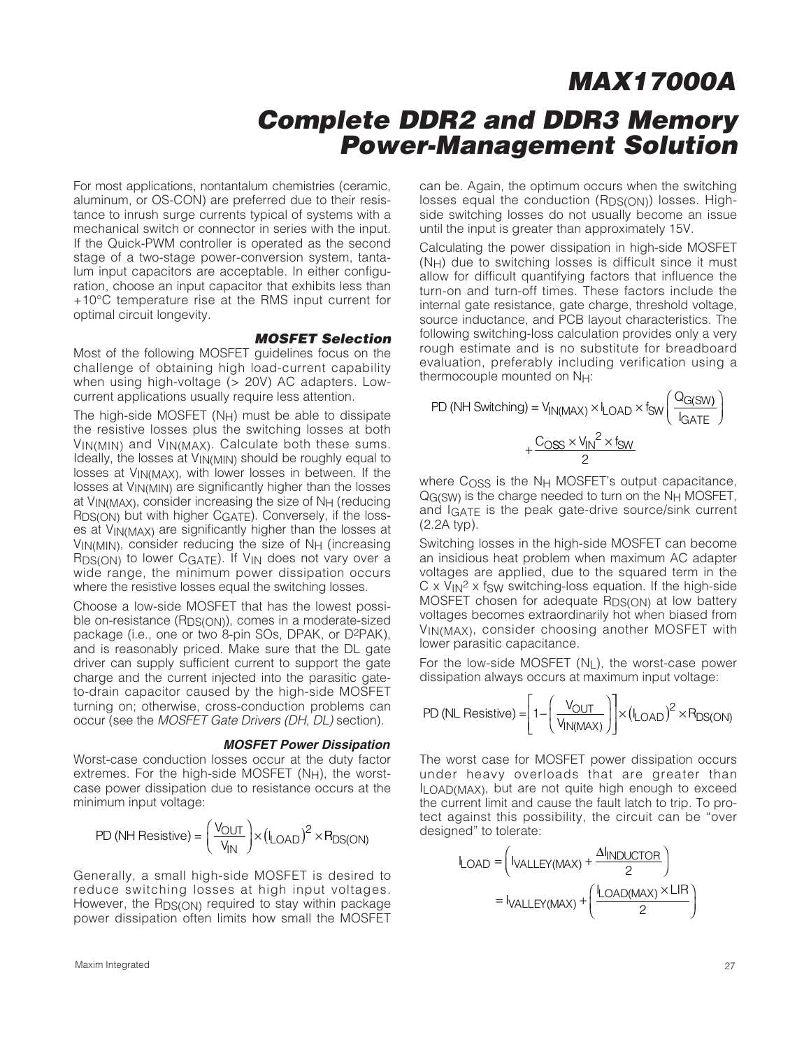For most applications, nontantalum chemistries (ceramic, aluminum, or OS-CON) are preferred due to their resistance to inrush surge currents typical of systems with a mechanical switch or connector in series with the input. If the Quick-PWM controller is operated as the second stage of a two-stage power-conversion system, tantalum input capacitors are acceptable. In either configuration, choose an input capacitor that exhibits less than +10°C temperature rise at the RMS input current for optimal circuit longevity.

### MOSFET Selection

Most of the following MOSFET guidelines focus on the challenge of obtaining high load-current capability when using high-voltage (> 20V) AC adapters. Low-current applications usually require less attention.

The high-side MOSFET ($N_H$) must be able to dissipate the resistive losses plus the switching losses at both $V_{IN(MIN)}$ and $V_{IN(MAX)}$. Calculate both these sums. Ideally, the losses at $V_{IN(MIN)}$ should be roughly equal to losses at $V_{IN(MAX)}$, with lower losses in between. If the losses at $V_{IN(MIN)}$ are significantly higher than the losses at $V_{IN(MAX)}$, consider increasing the size of $N_H$ (reducing $R_{DS(ON)}$ but with higher $C_{GATE}$). Conversely, if the losses at $V_{IN(MAX)}$ are significantly higher than the losses at $V_{IN(MIN)}$, consider reducing the size of $N_H$ (increasing $R_{DS(ON)}$ to lower $C_{GATE}$). If $V_{IN}$ does not vary over a wide range, the minimum power dissipation occurs where the resistive losses equal the switching losses.

Choose a low-side MOSFET that has the lowest possible on-resistance ($R_{DS(ON)}$), comes in a moderate-sized package (i.e., one or two 8-pin SOs, DPAK, or $D^2PAK$), and is reasonably priced. Make sure that the DL gate driver can supply sufficient current to support the gate charge and the current injected into the parasitic gate-to-drain capacitor caused by the high-side MOSFET turning on; otherwise, cross-conduction problems can occur (see the *MOSFET Gate Drivers (DH, DL)* section).

### MOSFET Power Dissipation

Worst-case conduction losses occur at the duty factor extremes. For the high-side MOSFET ($N_H$), the worst-case power dissipation due to resistance occurs at the minimum input voltage:

$$PD\ (\text{NH Resistive}) = \left(\frac{V_{OUT}}{V_{IN}}\right) \times (I_{LOAD})^2 \times R_{DS(ON)}$$

Generally, a small high-side MOSFET is desired to reduce switching losses at high input voltages. However, the $R_{DS(ON)}$ required to stay within package power dissipation often limits how small the MOSFET can be. Again, the optimum occurs when the switching losses equal the conduction ($R_{DS(ON)}$) losses. High-side switching losses do not usually become an issue until the input is greater than approximately 15V.

Calculating the power dissipation in high-side MOSFET ($N_H$) due to switching losses is difficult since it must allow for difficult quantifying factors that influence the turn-on and turn-off times. These factors include the internal gate resistance, gate charge, threshold voltage, source inductance, and PCB layout characteristics. The following switching-loss calculation provides only a very rough estimate and is no substitute for breadboard evaluation, preferably including verification using a thermocouple mounted on $N_H$:

$$PD\ (\text{NH Switching}) = V_{IN(MAX)} \times I_{LOAD} \times f_{SW}\left(\frac{Q_{G(SW)}}{I_{GATE}}\right) + \frac{C_{OSS} \times V_{IN}^2 \times f_{SW}}{2}$$

where $C_{OSS}$ is the $N_H$ MOSFET's output capacitance, $Q_{G(SW)}$ is the charge needed to turn on the $N_H$ MOSFET, and $I_{GATE}$ is the peak gate-drive source/sink current (2.2A typ).

Switching losses in the high-side MOSFET can become an insidious heat problem when maximum AC adapter voltages are applied, due to the squared term in the $C \times V_{IN}^2 \times f_{SW}$ switching-loss equation. If the high-side MOSFET chosen for adequate $R_{DS(ON)}$ at low battery voltages becomes extraordinarily hot when biased from $V_{IN(MAX)}$, consider choosing another MOSFET with lower parasitic capacitance.

For the low-side MOSFET ($N_L$), the worst-case power dissipation always occurs at maximum input voltage:

$$PD\ (\text{NL Resistive}) = \left[1 - \left(\frac{V_{OUT}}{V_{IN(MAX)}}\right)\right] \times (I_{LOAD})^2 \times R_{DS(ON)}$$

The worst case for MOSFET power dissipation occurs under heavy overloads that are greater than $I_{LOAD(MAX)}$, but are not quite high enough to exceed the current limit and cause the fault latch to trip. To protect against this possibility, the circuit can be "over designed" to tolerate:

$$I_{LOAD} = \left(I_{VALLEY(MAX)} + \frac{\Delta I_{INDUCTOR}}{2}\right) = I_{VALLEY(MAX)} + \left(\frac{I_{LOAD(MAX)} \times LIR}{2}\right)$$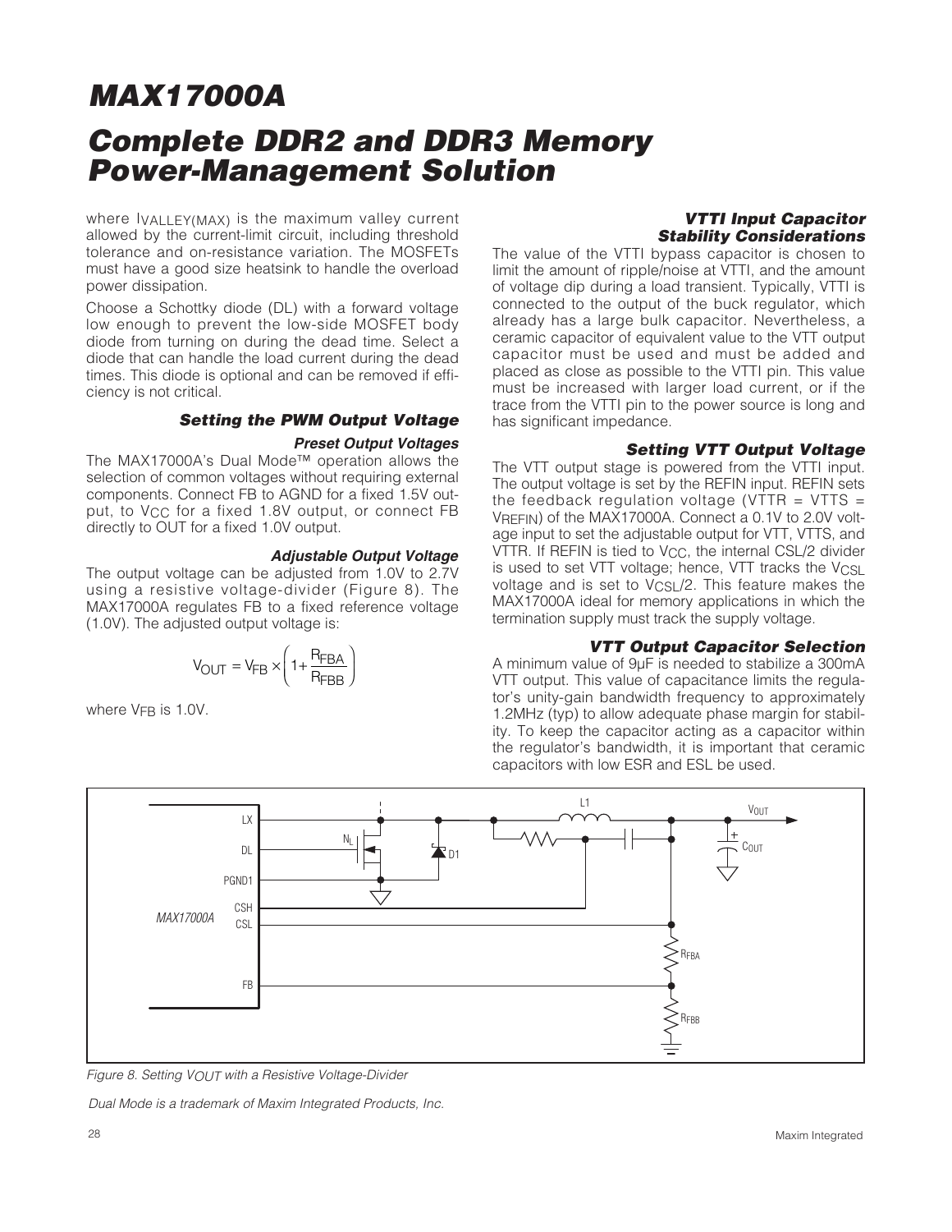where $I_{VALLEY(MAX)}$ is the maximum valley current allowed by the current-limit circuit, including threshold tolerance and on-resistance variation. The MOSFETs must have a good size heatsink to handle the overload power dissipation.

Choose a Schottky diode (DL) with a forward voltage low enough to prevent the low-side MOSFET body diode from turning on during the dead time. Select a diode that can handle the load current during the dead times. This diode is optional and can be removed if efficiency is not critical.

### Setting the PWM Output Voltage

#### Preset Output Voltages

The MAX17000A's Dual Mode™ operation allows the selection of common voltages without requiring external components. Connect FB to AGND for a fixed 1.5V output, to $V_{CC}$ for a fixed 1.8V output, or connect FB directly to OUT for a fixed 1.0V output.

#### Adjustable Output Voltage

The output voltage can be adjusted from 1.0V to 2.7V using a resistive voltage-divider (Figure 8). The MAX17000A regulates FB to a fixed reference voltage (1.0V). The adjusted output voltage is:

$$V_{OUT} = V_{FB} \times \left(1 + \frac{R_{FBA}}{R_{FBB}}\right)$$

where $V_{FB}$ is 1.0V.

### VTTI Input Capacitor Stability Considerations

The value of the VTTI bypass capacitor is chosen to limit the amount of ripple/noise at VTTI, and the amount of voltage dip during a load transient. Typically, VTTI is connected to the output of the buck regulator, which already has a large bulk capacitor. Nevertheless, a ceramic capacitor of equivalent value to the VTT output capacitor must be used and must be added and placed as close as possible to the VTTI pin. This value must be increased with larger load current, or if the trace from the VTTI pin to the power source is long and has significant impedance.

### Setting VTT Output Voltage

The VTT output stage is powered from the VTTI input. The output voltage is set by the REFIN input. REFIN sets the feedback regulation voltage (VTTR = VTTS = $V_{REFIN}$) of the MAX17000A. Connect a 0.1V to 2.0V voltage input to set the adjustable output for VTT, VTTS, and VTTR. If REFIN is tied to $V_{CC}$, the internal CSL/2 divider is used to set VTT voltage; hence, VTT tracks the $V_{CSL}$ voltage and is set to $V_{CSL}/2$. This feature makes the MAX17000A ideal for memory applications in which the termination supply must track the supply voltage.

### VTT Output Capacitor Selection

A minimum value of 9µF is needed to stabilize a 300mA VTT output. This value of capacitance limits the regulator's unity-gain bandwidth frequency to approximately 1.2MHz (typ) to allow adequate phase margin for stability. To keep the capacitor acting as a capacitor within the regulator's bandwidth, it is important that ceramic capacitors with low ESR and ESL be used.

*Figure 8. Setting $V_{OUT}$ with a Resistive Voltage-Divider*

*Dual Mode is a trademark of Maxim Integrated Products, Inc.*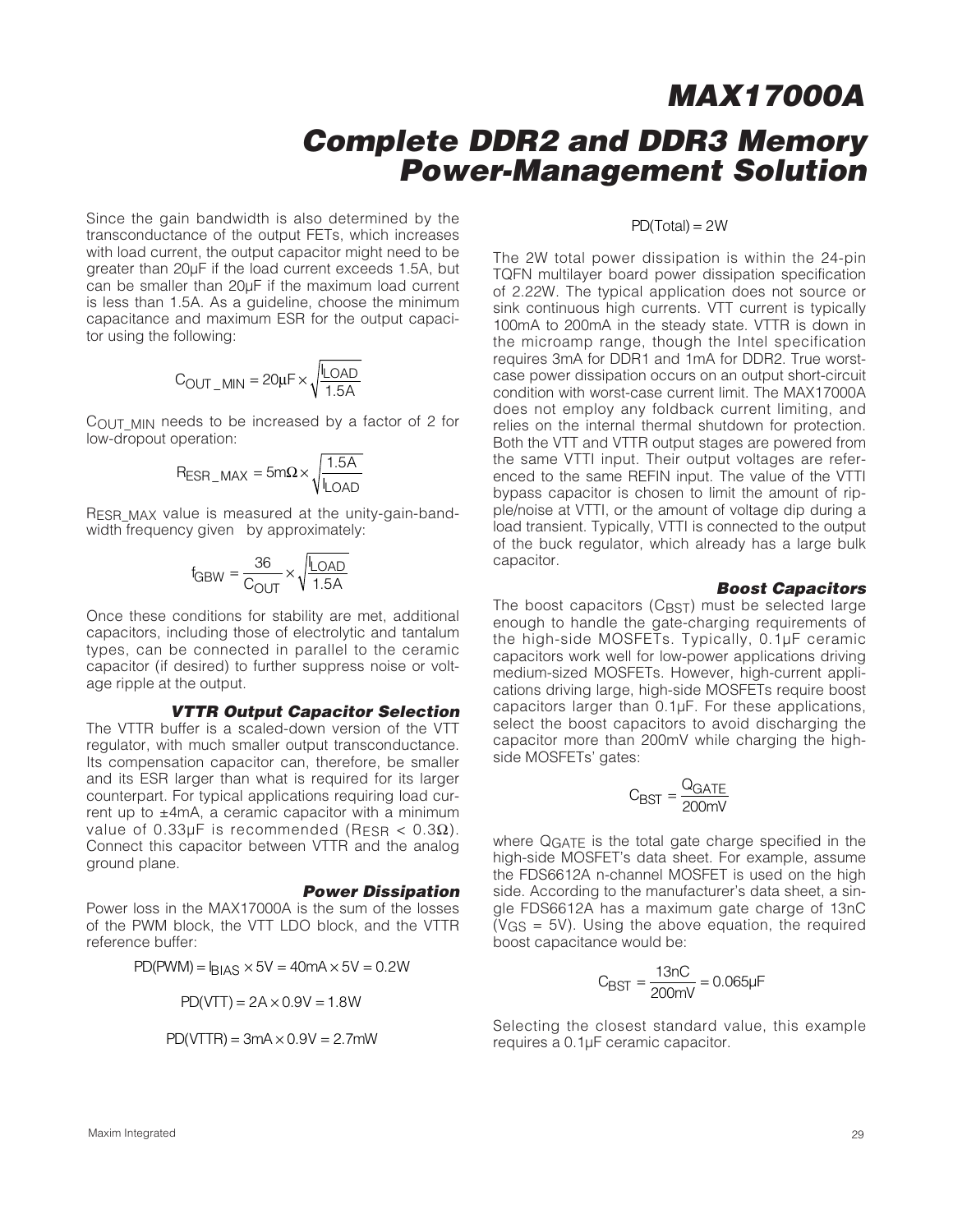Since the gain bandwidth is also determined by the transconductance of the output FETs, which increases with load current, the output capacitor might need to be greater than 20µF if the load current exceeds 1.5A, but can be smaller than 20µF if the maximum load current is less than 1.5A. As a guideline, choose the minimum capacitance and maximum ESR for the output capacitor using the following:

$$C_{OUT\_MIN} = 20\mu F \times \sqrt{\frac{I_{LOAD}}{1.5A}}$$

$C_{OUT\_MIN}$ needs to be increased by a factor of 2 for low-dropout operation:

$$R_{ESR\_MAX} = 5m\Omega \times \sqrt{\frac{1.5A}{I_{LOAD}}}$$

$R_{ESR\_MAX}$ value is measured at the unity-gain-bandwidth frequency given by approximately:

$$f_{GBW} = \frac{36}{C_{OUT}} \times \sqrt{\frac{I_{LOAD}}{1.5A}}$$

Once these conditions for stability are met, additional capacitors, including those of electrolytic and tantalum types, can be connected in parallel to the ceramic capacitor (if desired) to further suppress noise or voltage ripple at the output.

### VTTR Output Capacitor Selection

The VTTR buffer is a scaled-down version of the VTT regulator, with much smaller output transconductance. Its compensation capacitor can, therefore, be smaller and its ESR larger than what is required for its larger counterpart. For typical applications requiring load current up to ±4mA, a ceramic capacitor with a minimum value of 0.33µF is recommended ($R_{ESR}$ < 0.3Ω). Connect this capacitor between VTTR and the analog ground plane.

### Power Dissipation

Power loss in the MAX17000A is the sum of the losses of the PWM block, the VTT LDO block, and the VTTR reference buffer:

$$PD(PWM) = I_{BIAS} \times 5V = 40mA \times 5V = 0.2W$$

$$PD(VTT) = 2A \times 0.9V = 1.8W$$

$$PD(VTTR) = 3mA \times 0.9V = 2.7mW$$

$$PD(Total) = 2W$$

The 2W total power dissipation is within the 24-pin TQFN multilayer board power dissipation specification of 2.22W. The typical application does not source or sink continuous high currents. VTT current is typically 100mA to 200mA in the steady state. VTTR is down in the microamp range, though the Intel specification requires 3mA for DDR1 and 1mA for DDR2. True worst-case power dissipation occurs on an output short-circuit condition with worst-case current limit. The MAX17000A does not employ any foldback current limiting, and relies on the internal thermal shutdown for protection. Both the VTT and VTTR output stages are powered from the same VTTI input. Their output voltages are referenced to the same REFIN input. The value of the VTTI bypass capacitor is chosen to limit the amount of ripple/noise at VTTI, or the amount of voltage dip during a load transient. Typically, VTTI is connected to the output of the buck regulator, which already has a large bulk capacitor.

### Boost Capacitors

The boost capacitors ($C_{BST}$) must be selected large enough to handle the gate-charging requirements of the high-side MOSFETs. Typically, 0.1µF ceramic capacitors work well for low-power applications driving medium-sized MOSFETs. However, high-current applications driving large, high-side MOSFETs require boost capacitors larger than 0.1µF. For these applications, select the boost capacitors to avoid discharging the capacitor more than 200mV while charging the high-side MOSFETs' gates:

$$C_{BST} = \frac{Q_{GATE}}{200mV}$$

where $Q_{GATE}$ is the total gate charge specified in the high-side MOSFET's data sheet. For example, assume the FDS6612A n-channel MOSFET is used on the high side. According to the manufacturer's data sheet, a single FDS6612A has a maximum gate charge of 13nC ($V_{GS}$ = 5V). Using the above equation, the required boost capacitance would be:

$$C_{BST} = \frac{13nC}{200mV} = 0.065\mu F$$

Selecting the closest standard value, this example requires a 0.1µF ceramic capacitor.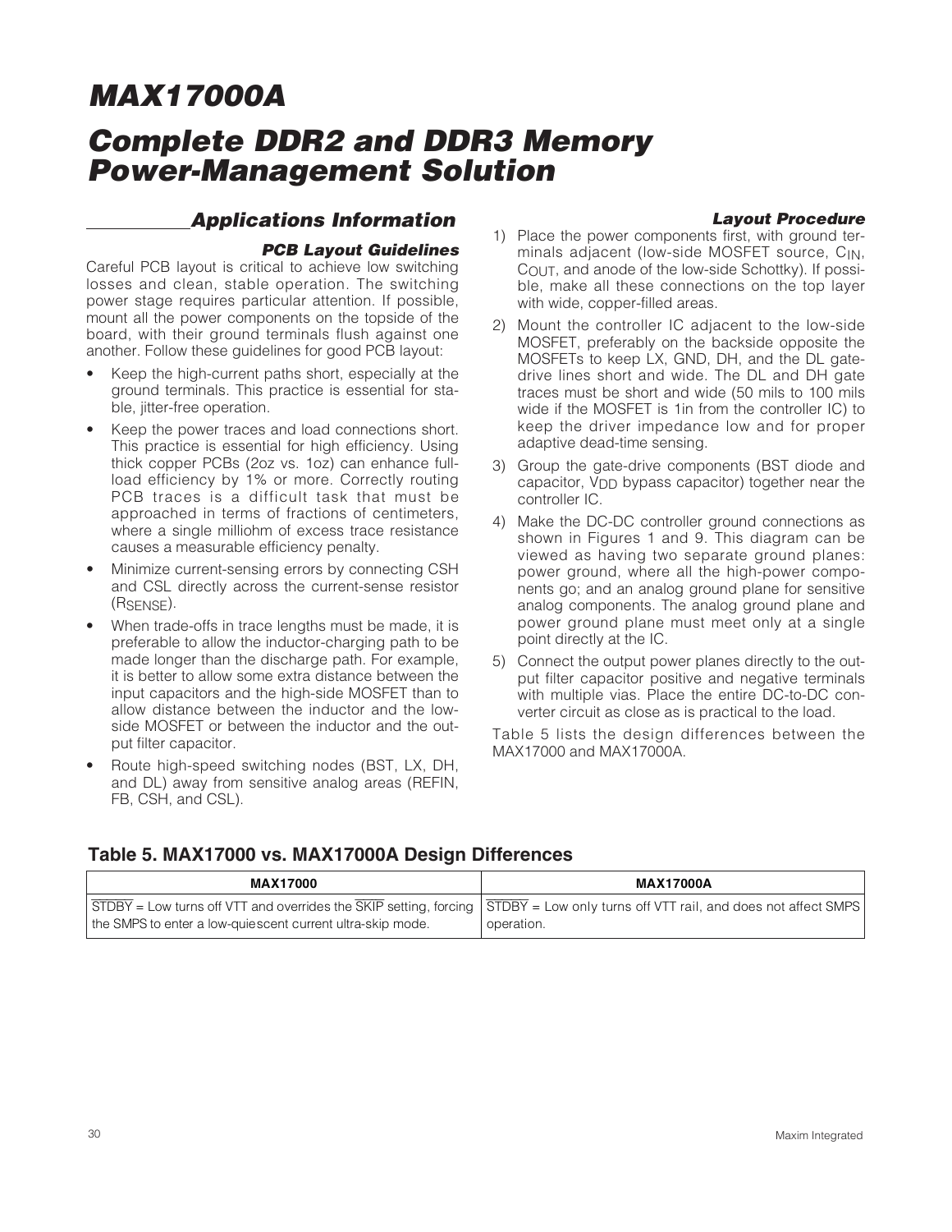# MAX17000A

# Complete DDR2 and DDR3 Memory Power-Management Solution

## Applications Information

### PCB Layout Guidelines

Careful PCB layout is critical to achieve low switching losses and clean, stable operation. The switching power stage requires particular attention. If possible, mount all the power components on the topside of the board, with their ground terminals flush against one another. Follow these guidelines for good PCB layout:

- Keep the high-current paths short, especially at the ground terminals. This practice is essential for stable, jitter-free operation.
- Keep the power traces and load connections short. This practice is essential for high efficiency. Using thick copper PCBs (2oz vs. 1oz) can enhance full-load efficiency by 1% or more. Correctly routing PCB traces is a difficult task that must be approached in terms of fractions of centimeters, where a single milliohm of excess trace resistance causes a measurable efficiency penalty.
- Minimize current-sensing errors by connecting CSH and CSL directly across the current-sense resistor ($R_{SENSE}$).
- When trade-offs in trace lengths must be made, it is preferable to allow the inductor-charging path to be made longer than the discharge path. For example, it is better to allow some extra distance between the input capacitors and the high-side MOSFET than to allow distance between the inductor and the low-side MOSFET or between the inductor and the output filter capacitor.
- Route high-speed switching nodes (BST, LX, DH, and DL) away from sensitive analog areas (REFIN, FB, CSH, and CSL).

### Layout Procedure

1) Place the power components first, with ground terminals adjacent (low-side MOSFET source, $C_{IN}$, $C_{OUT}$, and anode of the low-side Schottky). If possible, make all these connections on the top layer with wide, copper-filled areas.
2) Mount the controller IC adjacent to the low-side MOSFET, preferably on the backside opposite the MOSFETs to keep LX, GND, DH, and the DL gate-drive lines short and wide. The DL and DH gate traces must be short and wide (50 mils to 100 mils wide if the MOSFET is 1in from the controller IC) to keep the driver impedance low and for proper adaptive dead-time sensing.
3) Group the gate-drive components (BST diode and capacitor, $V_{DD}$ bypass capacitor) together near the controller IC.
4) Make the DC-DC controller ground connections as shown in Figures 1 and 9. This diagram can be viewed as having two separate ground planes: power ground, where all the high-power components go; and an analog ground plane for sensitive analog components. The analog ground plane and power ground plane must meet only at a single point directly at the IC.
5) Connect the output power planes directly to the output filter capacitor positive and negative terminals with multiple vias. Place the entire DC-to-DC converter circuit as close as is practical to the load.

Table 5 lists the design differences between the MAX17000 and MAX17000A.

**Table 5. MAX17000 vs. MAX17000A Design Differences**

| MAX17000 | MAX17000A |
|---|---|
| $\overline{STDBY}$ = Low turns off VTT and overrides the $\overline{SKIP}$ setting, forcing the SMPS to enter a low-quiescent current ultra-skip mode. | $\overline{STDBY}$ = Low only turns off VTT rail, and does not affect SMPS operation. |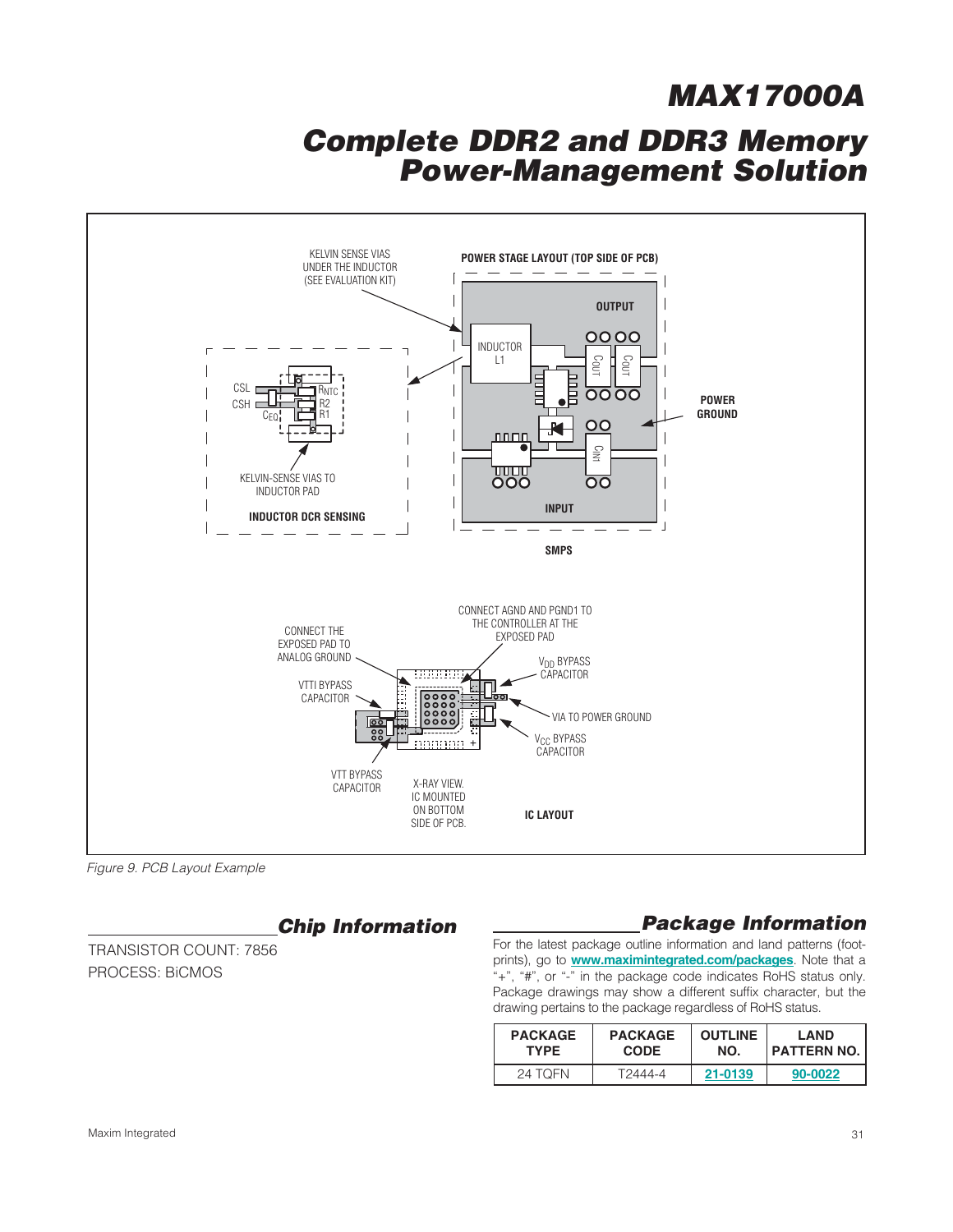*Figure 9. PCB Layout Example*

## Chip Information

TRANSISTOR COUNT: 7856

PROCESS: BiCMOS

## Package Information

For the latest package outline information and land patterns (footprints), go to **www.maximintegrated.com/packages**. Note that a "+", "#", or "-" in the package code indicates RoHS status only. Package drawings may show a different suffix character, but the drawing pertains to the package regardless of RoHS status.

| PACKAGE TYPE | PACKAGE CODE | OUTLINE NO. | LAND PATTERN NO. |
|---|---|---|---|
| 24 TQFN | T2444-4 | 21-0139 | 90-0022 |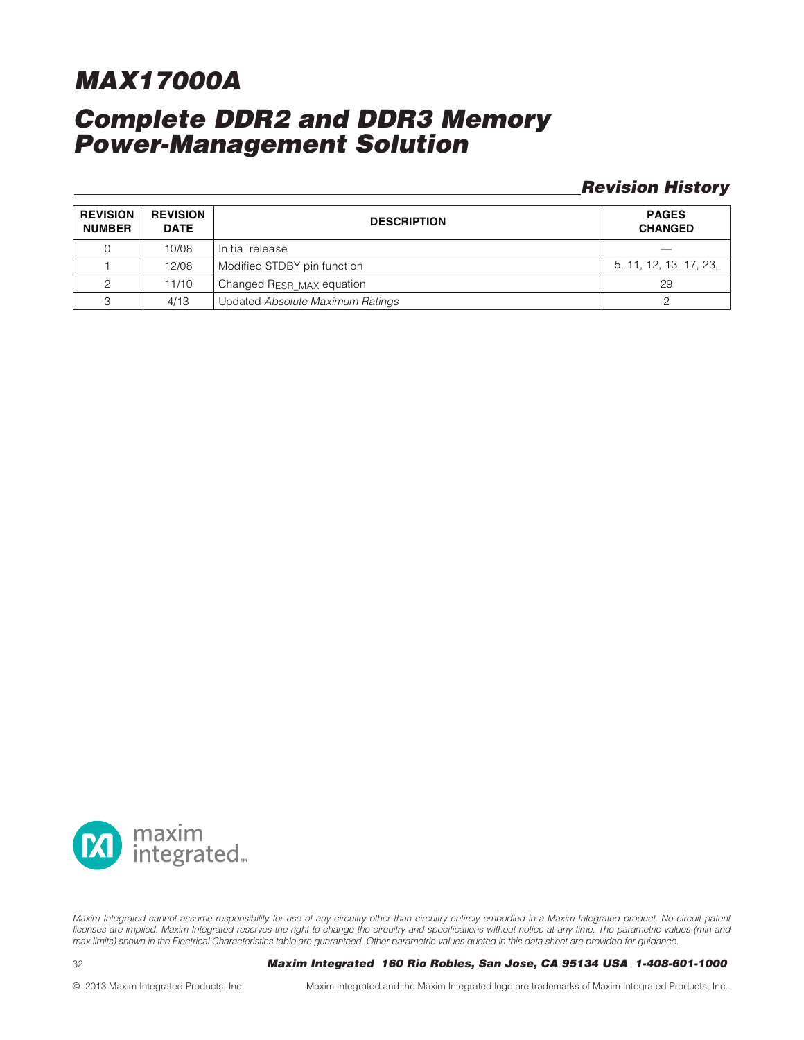# MAX17000A

# Complete DDR2 and DDR3 Memory Power-Management Solution

## Revision History

| REVISION NUMBER | REVISION DATE | DESCRIPTION | PAGES CHANGED |
|---|---|---|---|
| 0 | 10/08 | Initial release | — |
| 1 | 12/08 | Modified STDBY pin function | 5, 11, 12, 13, 17, 23, |
| 2 | 11/10 | Changed $R_{ESR\_MAX}$ equation | 29 |
| 3 | 4/13 | Updated *Absolute Maximum Ratings* | 2 |

*Maxim Integrated cannot assume responsibility for use of any circuitry other than circuitry entirely embodied in a Maxim Integrated product. No circuit patent licenses are implied. Maxim Integrated reserves the right to change the circuitry and specifications without notice at any time. The parametric values (min and max limits) shown in the Electrical Characteristics table are guaranteed. Other parametric values quoted in this data sheet are provided for guidance.*

***Maxim Integrated 160 Rio Robles, San Jose, CA 95134 USA 1-408-601-1000***

© 2013 Maxim Integrated Products, Inc. Maxim Integrated and the Maxim Integrated logo are trademarks of Maxim Integrated Products, Inc.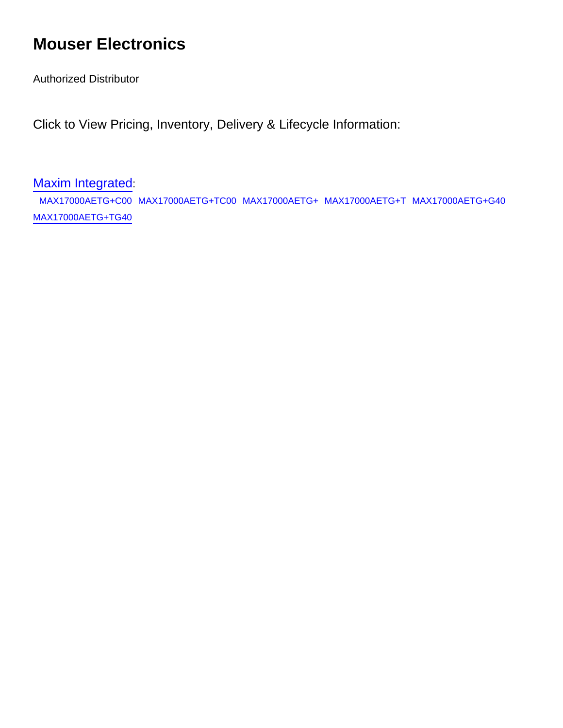# Mouser Electronics

Authorized Distributor

Click to View Pricing, Inventory, Delivery & Lifecycle Information:

Maxim Integrated:

MAX17000AETG+C00 MAX17000AETG+TC00 MAX17000AETG+ MAX17000AETG+T MAX17000AETG+G40 MAX17000AETG+TG40